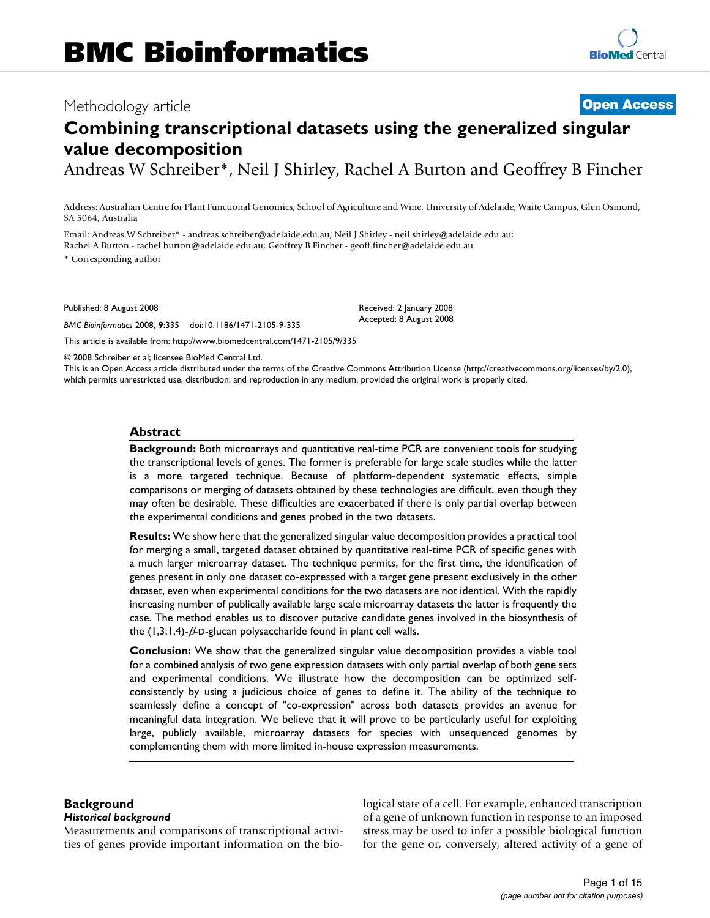# BMC Bioinformatics

Methodology article

**Open Access**

# Combining transcriptional datasets using the generalized singular value decomposition

Andreas W Schreiber*, Neil J Shirley, Rachel A Burton and Geoffrey B Fincher

Address: Australian Centre for Plant Functional Genomics, School of Agriculture and Wine, University of Adelaide, Waite Campus, Glen Osmond, SA 5064, Australia

Email: Andreas W Schreiber* - andreas.schreiber@adelaide.edu.au; Neil J Shirley - neil.shirley@adelaide.edu.au; Rachel A Burton - rachel.burton@adelaide.edu.au; Geoffrey B Fincher - geoff.fincher@adelaide.edu.au

* Corresponding author

Published: 8 August 2008

*BMC Bioinformatics* 2008, **9**:335 doi:10.1186/1471-2105-9-335

Received: 2 January 2008

Accepted: 8 August 2008

This article is available from: http://www.biomedcentral.com/1471-2105/9/335

© 2008 Schreiber et al; licensee BioMed Central Ltd.

This is an Open Access article distributed under the terms of the Creative Commons Attribution License (http://creativecommons.org/licenses/by/2.0), which permits unrestricted use, distribution, and reproduction in any medium, provided the original work is properly cited.

## Abstract

**Background:** Both microarrays and quantitative real-time PCR are convenient tools for studying the transcriptional levels of genes. The former is preferable for large scale studies while the latter is a more targeted technique. Because of platform-dependent systematic effects, simple comparisons or merging of datasets obtained by these technologies are difficult, even though they may often be desirable. These difficulties are exacerbated if there is only partial overlap between the experimental conditions and genes probed in the two datasets.

**Results:** We show here that the generalized singular value decomposition provides a practical tool for merging a small, targeted dataset obtained by quantitative real-time PCR of specific genes with a much larger microarray dataset. The technique permits, for the first time, the identification of genes present in only one dataset co-expressed with a target gene present exclusively in the other dataset, even when experimental conditions for the two datasets are not identical. With the rapidly increasing number of publically available large scale microarray datasets the latter is frequently the case. The method enables us to discover putative candidate genes involved in the biosynthesis of the (1,3;1,4)-$\beta$-D-glucan polysaccharide found in plant cell walls.

**Conclusion:** We show that the generalized singular value decomposition provides a viable tool for a combined analysis of two gene expression datasets with only partial overlap of both gene sets and experimental conditions. We illustrate how the decomposition can be optimized self-consistently by using a judicious choice of genes to define it. The ability of the technique to seamlessly define a concept of "co-expression" across both datasets provides an avenue for meaningful data integration. We believe that it will prove to be particularly useful for exploiting large, publicly available, microarray datasets for species with unsequenced genomes by complementing them with more limited in-house expression measurements.

## Background

### *Historical background*

Measurements and comparisons of transcriptional activities of genes provide important information on the biological state of a cell. For example, enhanced transcription of a gene of unknown function in response to an imposed stress may be used to infer a possible biological function for the gene or, conversely, altered activity of a gene of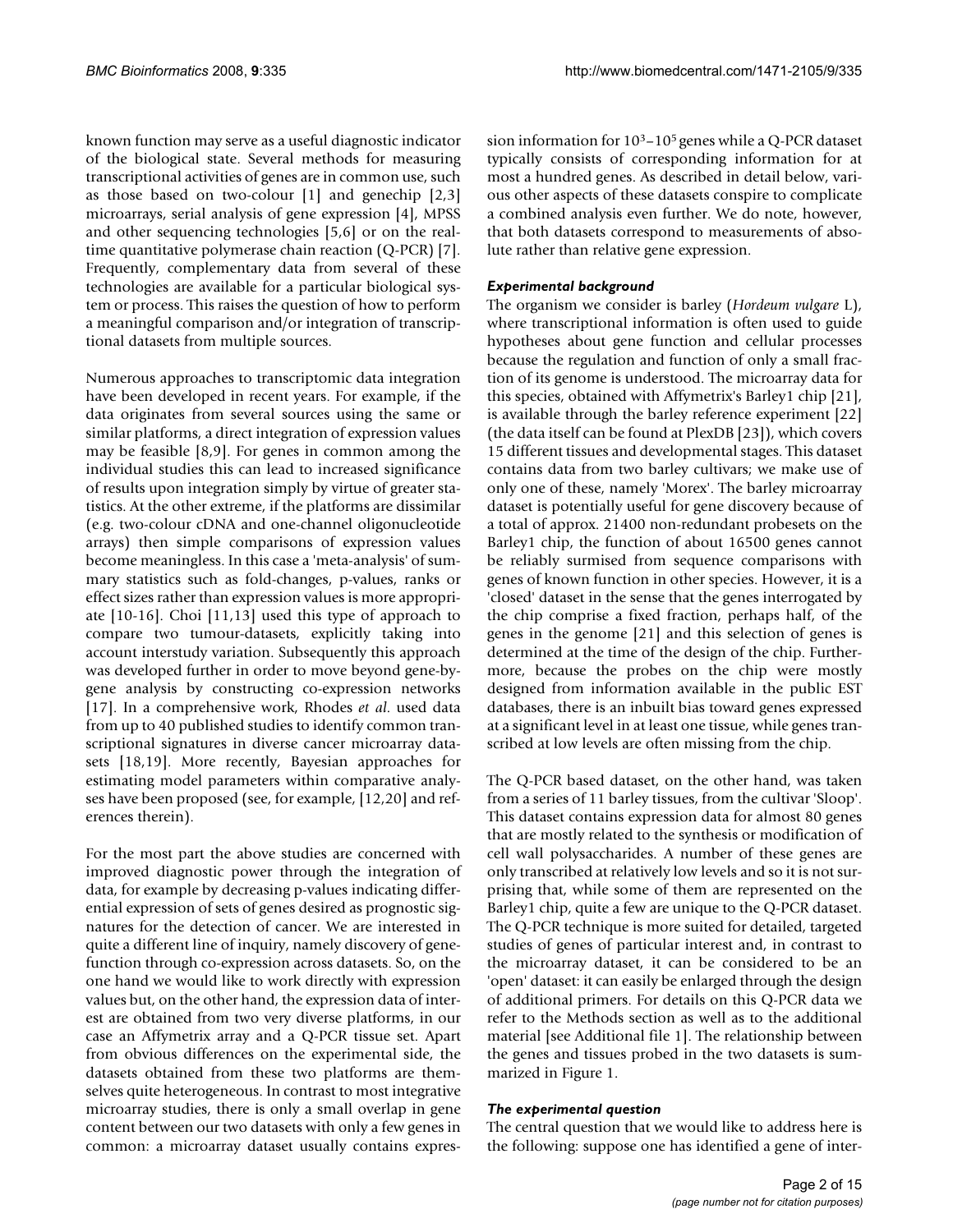known function may serve as a useful diagnostic indicator of the biological state. Several methods for measuring transcriptional activities of genes are in common use, such as those based on two-colour [1] and genechip [2,3] microarrays, serial analysis of gene expression [4], MPSS and other sequencing technologies [5,6] or on the real-time quantitative polymerase chain reaction (Q-PCR) [7]. Frequently, complementary data from several of these technologies are available for a particular biological system or process. This raises the question of how to perform a meaningful comparison and/or integration of transcriptional datasets from multiple sources.

Numerous approaches to transcriptomic data integration have been developed in recent years. For example, if the data originates from several sources using the same or similar platforms, a direct integration of expression values may be feasible [8,9]. For genes in common among the individual studies this can lead to increased significance of results upon integration simply by virtue of greater statistics. At the other extreme, if the platforms are dissimilar (e.g. two-colour cDNA and one-channel oligonucleotide arrays) then simple comparisons of expression values become meaningless. In this case a 'meta-analysis' of summary statistics such as fold-changes, p-values, ranks or effect sizes rather than expression values is more appropriate [10-16]. Choi [11,13] used this type of approach to compare two tumour-datasets, explicitly taking into account interstudy variation. Subsequently this approach was developed further in order to move beyond gene-by-gene analysis by constructing co-expression networks [17]. In a comprehensive work, Rhodes *et al*. used data from up to 40 published studies to identify common transcriptional signatures in diverse cancer microarray datasets [18,19]. More recently, Bayesian approaches for estimating model parameters within comparative analyses have been proposed (see, for example, [12,20] and references therein).

For the most part the above studies are concerned with improved diagnostic power through the integration of data, for example by decreasing p-values indicating differential expression of sets of genes desired as prognostic signatures for the detection of cancer. We are interested in quite a different line of inquiry, namely discovery of gene-function through co-expression across datasets. So, on the one hand we would like to work directly with expression values but, on the other hand, the expression data of interest are obtained from two very diverse platforms, in our case an Affymetrix array and a Q-PCR tissue set. Apart from obvious differences on the experimental side, the datasets obtained from these two platforms are themselves quite heterogeneous. In contrast to most integrative microarray studies, there is only a small overlap in gene content between our two datasets with only a few genes in common: a microarray dataset usually contains expression information for $10^3$–$10^5$ genes while a Q-PCR dataset typically consists of corresponding information for at most a hundred genes. As described in detail below, various other aspects of these datasets conspire to complicate a combined analysis even further. We do note, however, that both datasets correspond to measurements of absolute rather than relative gene expression.

### *Experimental background*

The organism we consider is barley (*Hordeum vulgare* L), where transcriptional information is often used to guide hypotheses about gene function and cellular processes because the regulation and function of only a small fraction of its genome is understood. The microarray data for this species, obtained with Affymetrix's Barley1 chip [21], is available through the barley reference experiment [22] (the data itself can be found at PlexDB [23]), which covers 15 different tissues and developmental stages. This dataset contains data from two barley cultivars; we make use of only one of these, namely 'Morex'. The barley microarray dataset is potentially useful for gene discovery because of a total of approx. 21400 non-redundant probesets on the Barley1 chip, the function of about 16500 genes cannot be reliably surmised from sequence comparisons with genes of known function in other species. However, it is a 'closed' dataset in the sense that the genes interrogated by the chip comprise a fixed fraction, perhaps half, of the genes in the genome [21] and this selection of genes is determined at the time of the design of the chip. Furthermore, because the probes on the chip were mostly designed from information available in the public EST databases, there is an inbuilt bias toward genes expressed at a significant level in at least one tissue, while genes transcribed at low levels are often missing from the chip.

The Q-PCR based dataset, on the other hand, was taken from a series of 11 barley tissues, from the cultivar 'Sloop'. This dataset contains expression data for almost 80 genes that are mostly related to the synthesis or modification of cell wall polysaccharides. A number of these genes are only transcribed at relatively low levels and so it is not surprising that, while some of them are represented on the Barley1 chip, quite a few are unique to the Q-PCR dataset. The Q-PCR technique is more suited for detailed, targeted studies of genes of particular interest and, in contrast to the microarray dataset, it can be considered to be an 'open' dataset: it can easily be enlarged through the design of additional primers. For details on this Q-PCR data we refer to the Methods section as well as to the additional material [see Additional file 1]. The relationship between the genes and tissues probed in the two datasets is summarized in Figure 1.

### *The experimental question*

The central question that we would like to address here is the following: suppose one has identified a gene of inter-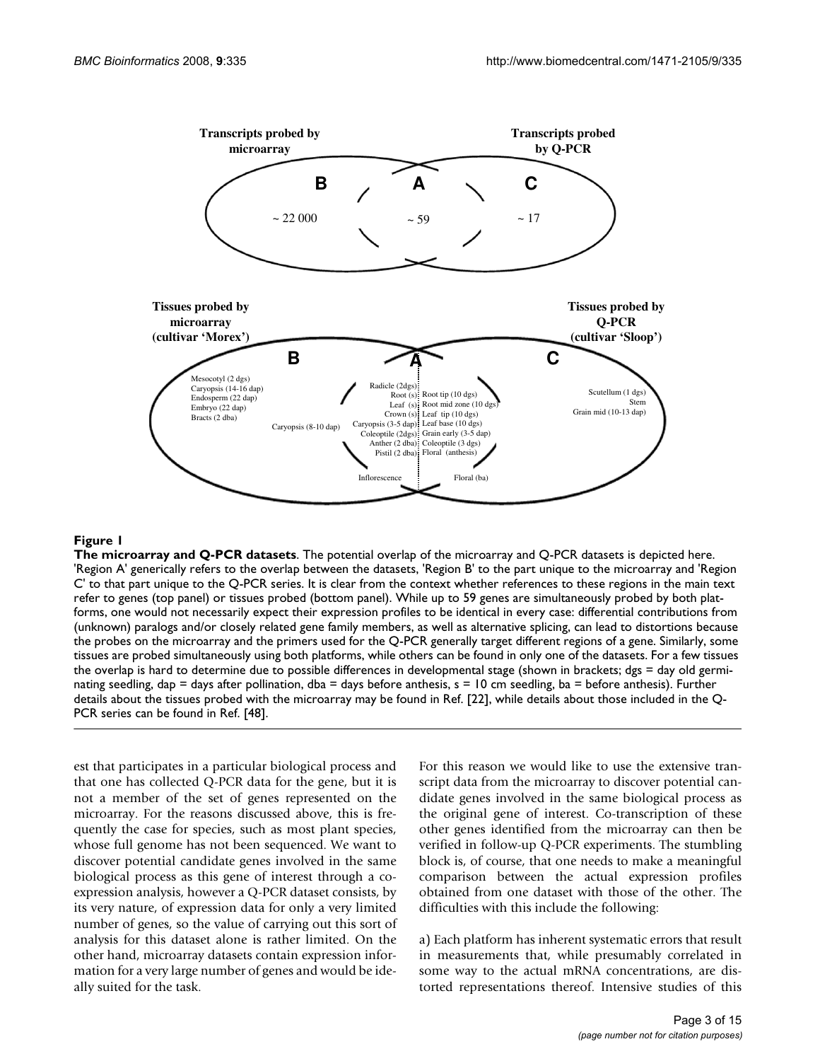Transcripts probed by microarray

Transcripts probed by Q-PCR

B

A

C

~ 22 000

~ 59

~ 17

Tissues probed by microarray (cultivar 'Morex')

Tissues probed by Q-PCR (cultivar 'Sloop')

B

A

C

Mesocotyl (2 dgs)
Caryopsis (14-16 dap)
Endosperm (22 dap)
Embryo (22 dap)
Bracts (2 dba)

Caryopsis (8-10 dap)

Radicle (2dgs)
Root (s)
Leaf (s)
Crown (s)
Caryopsis (3-5 dap)
Coleoptile (2dgs)
Anther (2 dba)
Pistil (2 dba)

Root tip (10 dgs)
Root mid zone (10 dgs)
Leaf tip (10 dgs)
Leaf base (10 dgs)
Grain early (3-5 dap)
Coleoptile (3 dgs)
Floral (anthesis)

Inflorescence

Floral (ba)

Scutellum (1 dgs)
Stem
Grain mid (10-13 dap)

**Figure 1**

**The microarray and Q-PCR datasets**. The potential overlap of the microarray and Q-PCR datasets is depicted here. 'Region A' generically refers to the overlap between the datasets, 'Region B' to the part unique to the microarray and 'Region C' to that part unique to the Q-PCR series. It is clear from the context whether references to these regions in the main text refer to genes (top panel) or tissues probed (bottom panel). While up to 59 genes are simultaneously probed by both platforms, one would not necessarily expect their expression profiles to be identical in every case: differential contributions from (unknown) paralogs and/or closely related gene family members, as well as alternative splicing, can lead to distortions because the probes on the microarray and the primers used for the Q-PCR generally target different regions of a gene. Similarly, some tissues are probed simultaneously using both platforms, while others can be found in only one of the datasets. For a few tissues the overlap is hard to determine due to possible differences in developmental stage (shown in brackets; dgs = day old germinating seedling, dap = days after pollination, dba = days before anthesis, s = 10 cm seedling, ba = before anthesis). Further details about the tissues probed with the microarray may be found in Ref. [22], while details about those included in the Q-PCR series can be found in Ref. [48].

est that participates in a particular biological process and that one has collected Q-PCR data for the gene, but it is not a member of the set of genes represented on the microarray. For the reasons discussed above, this is frequently the case for species, such as most plant species, whose full genome has not been sequenced. We want to discover potential candidate genes involved in the same biological process as this gene of interest through a co-expression analysis, however a Q-PCR dataset consists, by its very nature, of expression data for only a very limited number of genes, so the value of carrying out this sort of analysis for this dataset alone is rather limited. On the other hand, microarray datasets contain expression information for a very large number of genes and would be ideally suited for the task.

For this reason we would like to use the extensive transcript data from the microarray to discover potential candidate genes involved in the same biological process as the original gene of interest. Co-transcription of these other genes identified from the microarray can then be verified in follow-up Q-PCR experiments. The stumbling block is, of course, that one needs to make a meaningful comparison between the actual expression profiles obtained from one dataset with those of the other. The difficulties with this include the following:

a) Each platform has inherent systematic errors that result in measurements that, while presumably correlated in some way to the actual mRNA concentrations, are distorted representations thereof. Intensive studies of this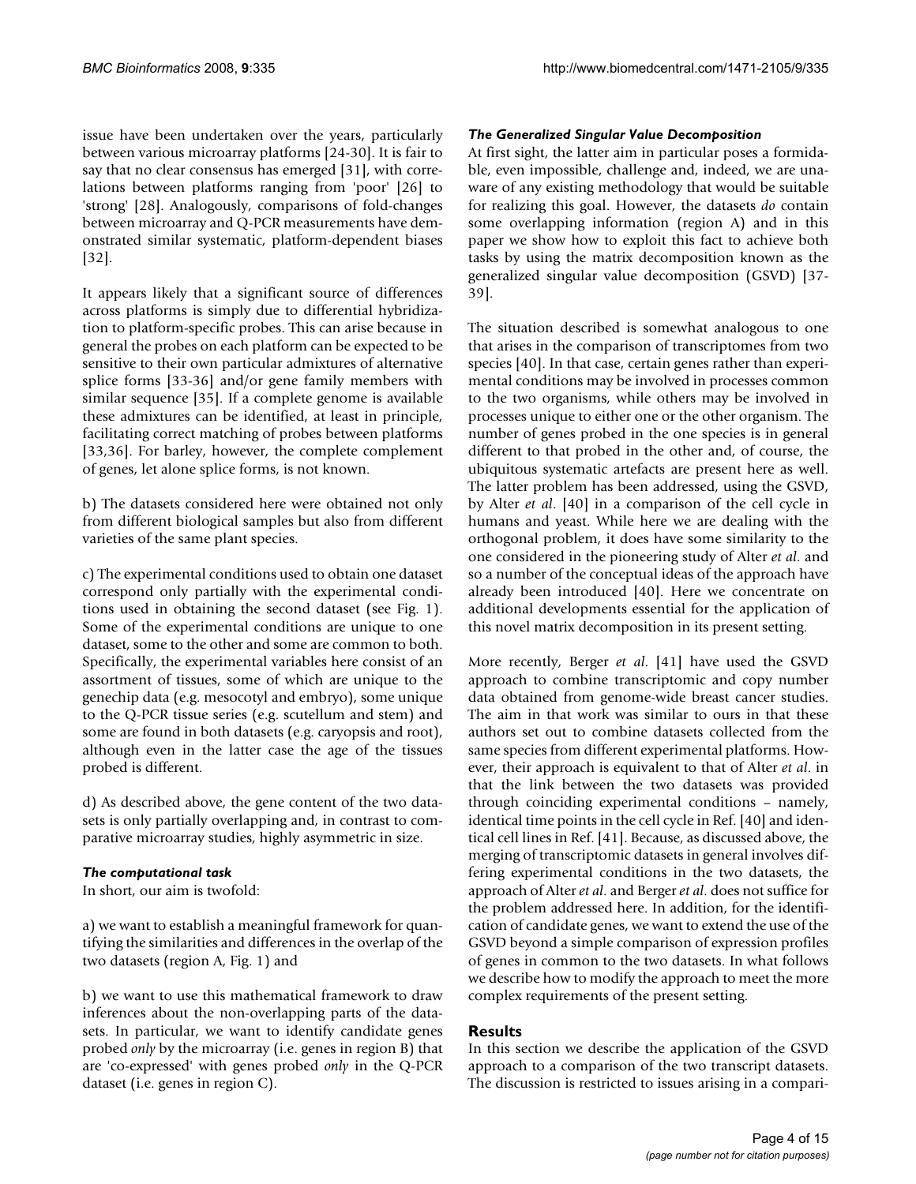issue have been undertaken over the years, particularly between various microarray platforms [24-30]. It is fair to say that no clear consensus has emerged [31], with correlations between platforms ranging from 'poor' [26] to 'strong' [28]. Analogously, comparisons of fold-changes between microarray and Q-PCR measurements have demonstrated similar systematic, platform-dependent biases [32].

It appears likely that a significant source of differences across platforms is simply due to differential hybridization to platform-specific probes. This can arise because in general the probes on each platform can be expected to be sensitive to their own particular admixtures of alternative splice forms [33-36] and/or gene family members with similar sequence [35]. If a complete genome is available these admixtures can be identified, at least in principle, facilitating correct matching of probes between platforms [33,36]. For barley, however, the complete complement of genes, let alone splice forms, is not known.

b) The datasets considered here were obtained not only from different biological samples but also from different varieties of the same plant species.

c) The experimental conditions used to obtain one dataset correspond only partially with the experimental conditions used in obtaining the second dataset (see Fig. 1). Some of the experimental conditions are unique to one dataset, some to the other and some are common to both. Specifically, the experimental variables here consist of an assortment of tissues, some of which are unique to the genechip data (e.g. mesocotyl and embryo), some unique to the Q-PCR tissue series (e.g. scutellum and stem) and some are found in both datasets (e.g. caryopsis and root), although even in the latter case the age of the tissues probed is different.

d) As described above, the gene content of the two datasets is only partially overlapping and, in contrast to comparative microarray studies, highly asymmetric in size.

### *The computational task*

In short, our aim is twofold:

a) we want to establish a meaningful framework for quantifying the similarities and differences in the overlap of the two datasets (region A, Fig. 1) and

b) we want to use this mathematical framework to draw inferences about the non-overlapping parts of the datasets. In particular, we want to identify candidate genes probed *only* by the microarray (i.e. genes in region B) that are 'co-expressed' with genes probed *only* in the Q-PCR dataset (i.e. genes in region C).

### *The Generalized Singular Value Decomposition*

At first sight, the latter aim in particular poses a formidable, even impossible, challenge and, indeed, we are unaware of any existing methodology that would be suitable for realizing this goal. However, the datasets *do* contain some overlapping information (region A) and in this paper we show how to exploit this fact to achieve both tasks by using the matrix decomposition known as the generalized singular value decomposition (GSVD) [37-39].

The situation described is somewhat analogous to one that arises in the comparison of transcriptomes from two species [40]. In that case, certain genes rather than experimental conditions may be involved in processes common to the two organisms, while others may be involved in processes unique to either one or the other organism. The number of genes probed in the one species is in general different to that probed in the other and, of course, the ubiquitous systematic artefacts are present here as well. The latter problem has been addressed, using the GSVD, by Alter *et al.* [40] in a comparison of the cell cycle in humans and yeast. While here we are dealing with the orthogonal problem, it does have some similarity to the one considered in the pioneering study of Alter *et al.* and so a number of the conceptual ideas of the approach have already been introduced [40]. Here we concentrate on additional developments essential for the application of this novel matrix decomposition in its present setting.

More recently, Berger *et al.* [41] have used the GSVD approach to combine transcriptomic and copy number data obtained from genome-wide breast cancer studies. The aim in that work was similar to ours in that these authors set out to combine datasets collected from the same species from different experimental platforms. However, their approach is equivalent to that of Alter *et al.* in that the link between the two datasets was provided through coinciding experimental conditions – namely, identical time points in the cell cycle in Ref. [40] and identical cell lines in Ref. [41]. Because, as discussed above, the merging of transcriptomic datasets in general involves differing experimental conditions in the two datasets, the approach of Alter *et al.* and Berger *et al.* does not suffice for the problem addressed here. In addition, for the identification of candidate genes, we want to extend the use of the GSVD beyond a simple comparison of expression profiles of genes in common to the two datasets. In what follows we describe how to modify the approach to meet the more complex requirements of the present setting.

## Results

In this section we describe the application of the GSVD approach to a comparison of the two transcript datasets. The discussion is restricted to issues arising in a compari-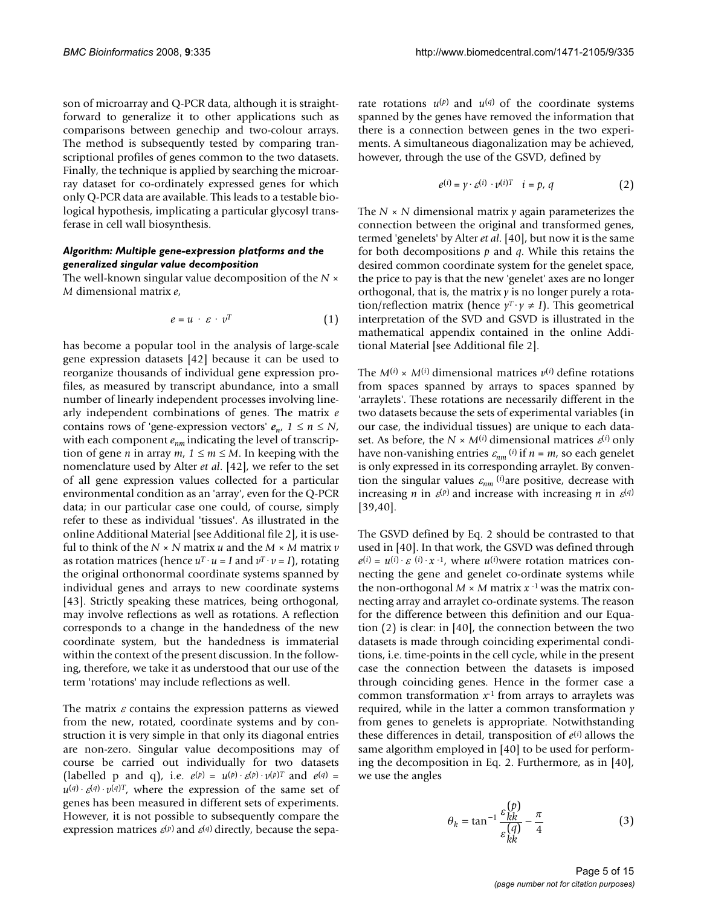son of microarray and Q-PCR data, although it is straightforward to generalize it to other applications such as comparisons between genechip and two-colour arrays. The method is subsequently tested by comparing transcriptional profiles of genes common to the two datasets. Finally, the technique is applied by searching the microarray dataset for co-ordinately expressed genes for which only Q-PCR data are available. This leads to a testable biological hypothesis, implicating a particular glycosyl transferase in cell wall biosynthesis.

### *Algorithm: Multiple gene-expression platforms and the generalized singular value decomposition*

The well-known singular value decomposition of the $N \times M$ dimensional matrix $e$,

$$e = u \cdot \varepsilon \cdot v^T \quad (1)$$

has become a popular tool in the analysis of large-scale gene expression datasets [42] because it can be used to reorganize thousands of individual gene expression profiles, as measured by transcript abundance, into a small number of linearly independent processes involving linearly independent combinations of genes. The matrix $e$ contains rows of 'gene-expression vectors' $\boldsymbol{e}_n$, $1 \leq n \leq N$, with each component $e_{nm}$ indicating the level of transcription of gene $n$ in array $m$, $1 \leq m \leq M$. In keeping with the nomenclature used by Alter *et al*. [42], we refer to the set of all gene expression values collected for a particular environmental condition as an 'array', even for the Q-PCR data; in our particular case one could, of course, simply refer to these as individual 'tissues'. As illustrated in the online Additional Material [see Additional file 2], it is useful to think of the $N \times N$ matrix $u$ and the $M \times M$ matrix $v$ as rotation matrices (hence $u^T \cdot u = I$ and $v^T \cdot v = I$), rotating the original orthonormal coordinate systems spanned by individual genes and arrays to new coordinate systems [43]. Strictly speaking these matrices, being orthogonal, may involve reflections as well as rotations. A reflection corresponds to a change in the handedness of the new coordinate system, but the handedness is immaterial within the context of the present discussion. In the following, therefore, we take it as understood that our use of the term 'rotations' may include reflections as well.

The matrix $\varepsilon$ contains the expression patterns as viewed from the new, rotated, coordinate systems and by construction it is very simple in that only its diagonal entries are non-zero. Singular value decompositions may of course be carried out individually for two datasets (labelled p and q), i.e. $e^{(p)} = u^{(p)} \cdot \varepsilon^{(p)} \cdot v^{(p)T}$ and $e^{(q)} = u^{(q)} \cdot \varepsilon^{(q)} \cdot v^{(q)T}$, where the expression of the same set of genes has been measured in different sets of experiments. However, it is not possible to subsequently compare the expression matrices $\varepsilon^{(p)}$ and $\varepsilon^{(q)}$ directly, because the separate rotations $u^{(p)}$ and $u^{(q)}$ of the coordinate systems spanned by the genes have removed the information that there is a connection between genes in the two experiments. A simultaneous diagonalization may be achieved, however, through the use of the GSVD, defined by

$$e^{(i)} = \gamma \cdot \varepsilon^{(i)} \cdot v^{(i)T} \quad i = p, q \quad (2)$$

The $N \times N$ dimensional matrix $\gamma$ again parameterizes the connection between the original and transformed genes, termed 'genelets' by Alter *et al*. [40], but now it is the same for both decompositions $p$ and $q$. While this retains the desired common coordinate system for the genelet space, the price to pay is that the new 'genelet' axes are no longer orthogonal, that is, the matrix $\gamma$ is no longer purely a rotation/reflection matrix (hence $\gamma^T \cdot \gamma \neq I$). This geometrical interpretation of the SVD and GSVD is illustrated in the mathematical appendix contained in the online Additional Material [see Additional file 2].

The $M^{(i)} \times M^{(i)}$ dimensional matrices $v^{(i)}$ define rotations from spaces spanned by arrays to spaces spanned by 'arraylets'. These rotations are necessarily different in the two datasets because the sets of experimental variables (in our case, the individual tissues) are unique to each dataset. As before, the $N \times M^{(i)}$ dimensional matrices $\varepsilon^{(i)}$ only have non-vanishing entries $\varepsilon_{nm}{}^{(i)}$ if $n = m$, so each genelet is only expressed in its corresponding arraylet. By convention the singular values $\varepsilon_{nm}{}^{(i)}$are positive, decrease with increasing $n$ in $\varepsilon^{(p)}$ and increase with increasing $n$ in $\varepsilon^{(q)}$ [39,40].

The GSVD defined by Eq. 2 should be contrasted to that used in [40]. In that work, the GSVD was defined through $e^{(i)} = u^{(i)} \cdot \varepsilon^{(i)} \cdot x^{-1}$, where $u^{(i)}$were rotation matrices connecting the gene and genelet co-ordinate systems while the non-orthogonal $M \times M$ matrix $x^{-1}$ was the matrix connecting array and arraylet co-ordinate systems. The reason for the difference between this definition and our Equation (2) is clear: in [40], the connection between the two datasets is made through coinciding experimental conditions, i.e. time-points in the cell cycle, while in the present case the connection between the datasets is imposed through coinciding genes. Hence in the former case a common transformation $x^{-1}$ from arrays to arraylets was required, while in the latter a common transformation $\gamma$ from genes to genelets is appropriate. Notwithstanding these differences in detail, transposition of $e^{(i)}$ allows the same algorithm employed in [40] to be used for performing the decomposition in Eq. 2. Furthermore, as in [40], we use the angles

$$\theta_k = \tan^{-1} \frac{\varepsilon_{kk}^{(p)}}{\varepsilon_{kk}^{(q)}} - \frac{\pi}{4} \quad (3)$$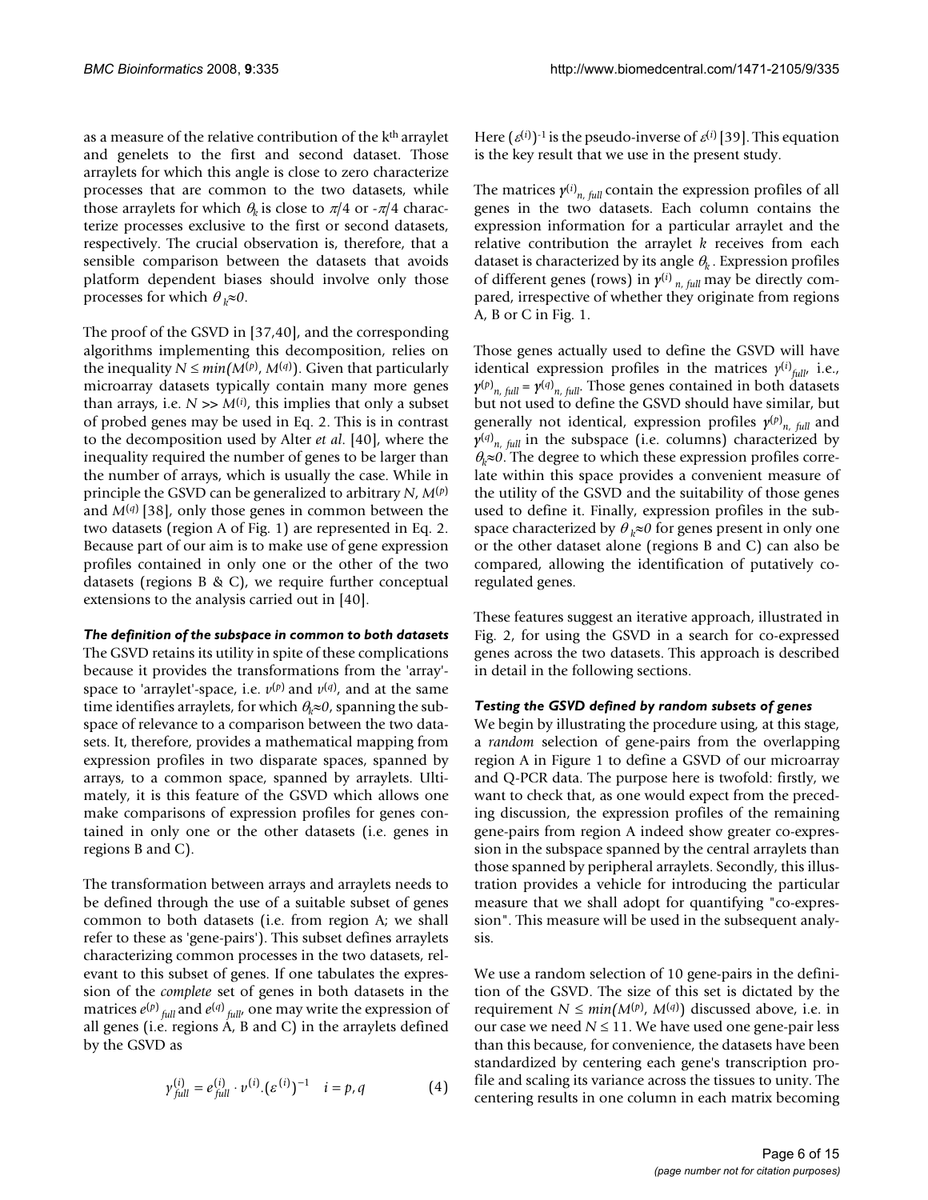as a measure of the relative contribution of the k<sup>th</sup> arraylet and genelets to the first and second dataset. Those arraylets for which this angle is close to zero characterize processes that are common to the two datasets, while those arraylets for which $\theta_k$ is close to $\pi/4$ or $-\pi/4$ characterize processes exclusive to the first or second datasets, respectively. The crucial observation is, therefore, that a sensible comparison between the datasets that avoids platform dependent biases should involve only those processes for which $\theta_k \approx 0$.

The proof of the GSVD in [37,40], and the corresponding algorithms implementing this decomposition, relies on the inequality $N \leq min(M^{(p)}, M^{(q)})$. Given that particularly microarray datasets typically contain many more genes than arrays, i.e. $N >> M^{(i)}$, this implies that only a subset of probed genes may be used in Eq. 2. This is in contrast to the decomposition used by Alter *et al*. [40], where the inequality required the number of genes to be larger than the number of arrays, which is usually the case. While in principle the GSVD can be generalized to arbitrary $N$, $M^{(p)}$ and $M^{(q)}$ [38], only those genes in common between the two datasets (region A of Fig. 1) are represented in Eq. 2. Because part of our aim is to make use of gene expression profiles contained in only one or the other of the two datasets (regions B & C), we require further conceptual extensions to the analysis carried out in [40].

### *The definition of the subspace in common to both datasets*

The GSVD retains its utility in spite of these complications because it provides the transformations from the 'array'-space to 'arraylet'-space, i.e. $v^{(p)}$ and $v^{(q)}$, and at the same time identifies arraylets, for which $\theta_k \approx 0$, spanning the subspace of relevance to a comparison between the two datasets. It, therefore, provides a mathematical mapping from expression profiles in two disparate spaces, spanned by arrays, to a common space, spanned by arraylets. Ultimately, it is this feature of the GSVD which allows one make comparisons of expression profiles for genes contained in only one or the other datasets (i.e. genes in regions B and C).

The transformation between arrays and arraylets needs to be defined through the use of a suitable subset of genes common to both datasets (i.e. from region A; we shall refer to these as 'gene-pairs'). This subset defines arraylets characterizing common processes in the two datasets, relevant to this subset of genes. If one tabulates the expression of the *complete* set of genes in both datasets in the matrices $e^{(p)}_{full}$ and $e^{(q)}_{full}$, one may write the expression of all genes (i.e. regions A, B and C) in the arraylets defined by the GSVD as

$$\gamma^{(i)}_{full} = e^{(i)}_{full} \cdot v^{(i)}.(\varepsilon^{(i)})^{-1} \quad i = p, q \qquad (4)$$

Here $(\varepsilon^{(i)})^{-1}$ is the pseudo-inverse of $\varepsilon^{(i)}$ [39]. This equation is the key result that we use in the present study.

The matrices $\gamma^{(i)}_{n,\, full}$ contain the expression profiles of all genes in the two datasets. Each column contains the expression information for a particular arraylet and the relative contribution the arraylet $k$ receives from each dataset is characterized by its angle $\theta_k$. Expression profiles of different genes (rows) in $\gamma^{(i)}_{n,\, full}$ may be directly compared, irrespective of whether they originate from regions A, B or C in Fig. 1.

Those genes actually used to define the GSVD will have identical expression profiles in the matrices $\gamma^{(i)}_{full}$, i.e., $\gamma^{(p)}_{n,\, full} = \gamma^{(q)}_{n,\, full}$. Those genes contained in both datasets but not used to define the GSVD should have similar, but generally not identical, expression profiles $\gamma^{(p)}_{n,\, full}$ and $\gamma^{(q)}_{n,\, full}$ in the subspace (i.e. columns) characterized by $\theta_k \approx 0$. The degree to which these expression profiles correlate within this space provides a convenient measure of the utility of the GSVD and the suitability of those genes used to define it. Finally, expression profiles in the subspace characterized by $\theta_k \approx 0$ for genes present in only one or the other dataset alone (regions B and C) can also be compared, allowing the identification of putatively co-regulated genes.

These features suggest an iterative approach, illustrated in Fig. 2, for using the GSVD in a search for co-expressed genes across the two datasets. This approach is described in detail in the following sections.

### *Testing the GSVD defined by random subsets of genes*

We begin by illustrating the procedure using, at this stage, a *random* selection of gene-pairs from the overlapping region A in Figure 1 to define a GSVD of our microarray and Q-PCR data. The purpose here is twofold: firstly, we want to check that, as one would expect from the preceding discussion, the expression profiles of the remaining gene-pairs from region A indeed show greater co-expression in the subspace spanned by the central arraylets than those spanned by peripheral arraylets. Secondly, this illustration provides a vehicle for introducing the particular measure that we shall adopt for quantifying "co-expression". This measure will be used in the subsequent analysis.

We use a random selection of 10 gene-pairs in the definition of the GSVD. The size of this set is dictated by the requirement $N \leq min(M^{(p)}, M^{(q)})$ discussed above, i.e. in our case we need $N \leq 11$. We have used one gene-pair less than this because, for convenience, the datasets have been standardized by centering each gene's transcription profile and scaling its variance across the tissues to unity. The centering results in one column in each matrix becoming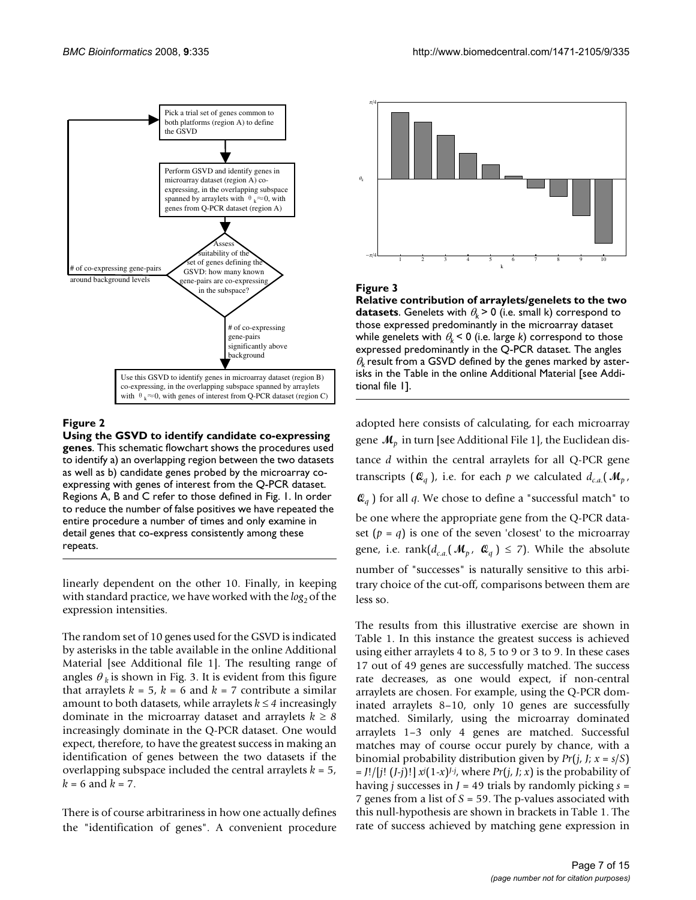**Figure 2**

**Using the GSVD to identify candidate co-expressing genes**. This schematic flowchart shows the procedures used to identify a) an overlapping region between the two datasets as well as b) candidate genes probed by the microarray co-expressing with genes of interest from the Q-PCR dataset. Regions A, B and C refer to those defined in Fig. 1. In order to reduce the number of false positives we have repeated the entire procedure a number of times and only examine in detail genes that co-express consistently among these repeats.

linearly dependent on the other 10. Finally, in keeping with standard practice, we have worked with the $log_2$ of the expression intensities.

The random set of 10 genes used for the GSVD is indicated by asterisks in the table available in the online Additional Material [see Additional file 1]. The resulting range of angles $\theta_k$ is shown in Fig. 3. It is evident from this figure that arraylets $k = 5$, $k = 6$ and $k = 7$ contribute a similar amount to both datasets, while arraylets $k \leq 4$ increasingly dominate in the microarray dataset and arraylets $k \geq 8$ increasingly dominate in the Q-PCR dataset. One would expect, therefore, to have the greatest success in making an identification of genes between the two datasets if the overlapping subspace included the central arraylets $k = 5$, $k = 6$ and $k = 7$.

There is of course arbitrariness in how one actually defines the "identification of genes". A convenient procedure

**Figure 3**

**Relative contribution of arraylets/genelets to the two datasets**. Genelets with $\theta_k > 0$ (i.e. small k) correspond to those expressed predominantly in the microarray dataset while genelets with $\theta_k < 0$ (i.e. large *k*) correspond to those expressed predominantly in the Q-PCR dataset. The angles $\theta_k$ result from a GSVD defined by the genes marked by asterisks in the Table in the online Additional Material [see Additional file 1].

adopted here consists of calculating, for each microarray gene $\mathcal{M}_p$ in turn [see Additional File 1], the Euclidean distance *d* within the central arraylets for all Q-PCR gene transcripts ($\mathcal{Q}_q$), i.e. for each *p* we calculated $d_{c.a.}(\mathcal{M}_p, \mathcal{Q}_q)$ for all *q*. We chose to define a "successful match" to be one where the appropriate gene from the Q-PCR dataset ($p = q$) is one of the seven 'closest' to the microarray gene, i.e. $\text{rank}(d_{c.a.}(\mathcal{M}_p, \mathcal{Q}_q) \leq 7)$. While the absolute number of "successes" is naturally sensitive to this arbitrary choice of the cut-off, comparisons between them are less so.

The results from this illustrative exercise are shown in Table 1. In this instance the greatest success is achieved using either arraylets 4 to 8, 5 to 9 or 3 to 9. In these cases 17 out of 49 genes are successfully matched. The success rate decreases, as one would expect, if non-central arraylets are chosen. For example, using the Q-PCR dominated arraylets 8–10, only 10 genes are successfully matched. Similarly, using the microarray dominated arraylets 1–3 only 4 genes are matched. Successful matches may of course occur purely by chance, with a binomial probability distribution given by $Pr(j, J; x = s/S) = J!/[j!\,(J-j)!]\, x^j(1-x)^{J-j}$, where $Pr(j, J; x)$ is the probability of having *j* successes in $J = 49$ trials by randomly picking $s = 7$ genes from a list of $S = 59$. The p-values associated with this null-hypothesis are shown in brackets in Table 1. The rate of success achieved by matching gene expression in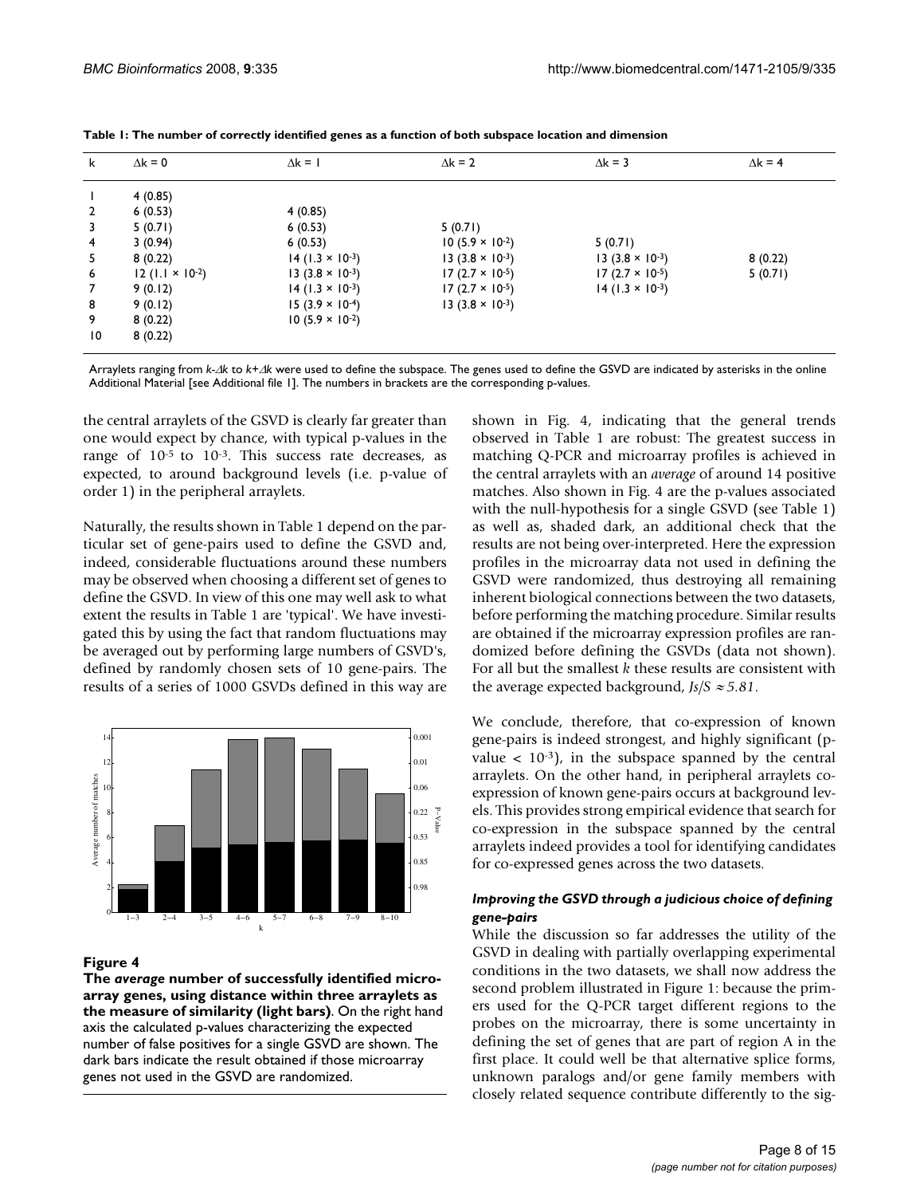**Table 1: The number of correctly identified genes as a function of both subspace location and dimension**

| k | $\Delta k = 0$ | $\Delta k = 1$ | $\Delta k = 2$ | $\Delta k = 3$ | $\Delta k = 4$ |
|---|---|---|---|---|---|
| 1 | 4 (0.85) | | | | |
| 2 | 6 (0.53) | 4 (0.85) | | | |
| 3 | 5 (0.71) | 6 (0.53) | 5 (0.71) | | |
| 4 | 3 (0.94) | 6 (0.53) | 10 ($5.9 \times 10^{-2}$) | 5 (0.71) | |
| 5 | 8 (0.22) | 14 ($1.3 \times 10^{-3}$) | 13 ($3.8 \times 10^{-3}$) | 13 ($3.8 \times 10^{-3}$) | 8 (0.22) |
| 6 | 12 ($1.1 \times 10^{-2}$) | 13 ($3.8 \times 10^{-3}$) | 17 ($2.7 \times 10^{-5}$) | 17 ($2.7 \times 10^{-5}$) | 5 (0.71) |
| 7 | 9 (0.12) | 14 ($1.3 \times 10^{-3}$) | 17 ($2.7 \times 10^{-5}$) | 14 ($1.3 \times 10^{-3}$) | |
| 8 | 9 (0.12) | 15 ($3.9 \times 10^{-4}$) | 13 ($3.8 \times 10^{-3}$) | | |
| 9 | 8 (0.22) | 10 ($5.9 \times 10^{-2}$) | | | |
| 10 | 8 (0.22) | | | | |

Arraylets ranging from $k$-$\Delta k$ to $k$+$\Delta k$ were used to define the subspace. The genes used to define the GSVD are indicated by asterisks in the online Additional Material [see Additional file 1]. The numbers in brackets are the corresponding p-values.

the central arraylets of the GSVD is clearly far greater than one would expect by chance, with typical p-values in the range of $10^{-5}$ to $10^{-3}$. This success rate decreases, as expected, to around background levels (i.e. p-value of order 1) in the peripheral arraylets.

Naturally, the results shown in Table 1 depend on the particular set of gene-pairs used to define the GSVD and, indeed, considerable fluctuations around these numbers may be observed when choosing a different set of genes to define the GSVD. In view of this one may well ask to what extent the results in Table 1 are 'typical'. We have investigated this by using the fact that random fluctuations may be averaged out by performing large numbers of GSVD's, defined by randomly chosen sets of 10 gene-pairs. The results of a series of 1000 GSVDs defined in this way are shown in Fig. 4, indicating that the general trends observed in Table 1 are robust: The greatest success in matching Q-PCR and microarray profiles is achieved in the central arraylets with an *average* of around 14 positive matches. Also shown in Fig. 4 are the p-values associated with the null-hypothesis for a single GSVD (see Table 1) as well as, shaded dark, an additional check that the results are not being over-interpreted. Here the expression profiles in the microarray data not used in defining the GSVD were randomized, thus destroying all remaining inherent biological connections between the two datasets, before performing the matching procedure. Similar results are obtained if the microarray expression profiles are randomized before defining the GSVDs (data not shown). For all but the smallest $k$ these results are consistent with the average expected background, $Js/S \approx 5.81$.

**Figure 4**

**The *average* number of successfully identified microarray genes, using distance within three arraylets as the measure of similarity (light bars)**. On the right hand axis the calculated p-values characterizing the expected number of false positives for a single GSVD are shown. The dark bars indicate the result obtained if those microarray genes not used in the GSVD are randomized.

We conclude, therefore, that co-expression of known gene-pairs is indeed strongest, and highly significant (p-value < $10^{-3}$), in the subspace spanned by the central arraylets. On the other hand, in peripheral arraylets co-expression of known gene-pairs occurs at background levels. This provides strong empirical evidence that search for co-expression in the subspace spanned by the central arraylets indeed provides a tool for identifying candidates for co-expressed genes across the two datasets.

### *Improving the GSVD through a judicious choice of defining gene-pairs*

While the discussion so far addresses the utility of the GSVD in dealing with partially overlapping experimental conditions in the two datasets, we shall now address the second problem illustrated in Figure 1: because the primers used for the Q-PCR target different regions to the probes on the microarray, there is some uncertainty in defining the set of genes that are part of region A in the first place. It could well be that alternative splice forms, unknown paralogs and/or gene family members with closely related sequence contribute differently to the sig-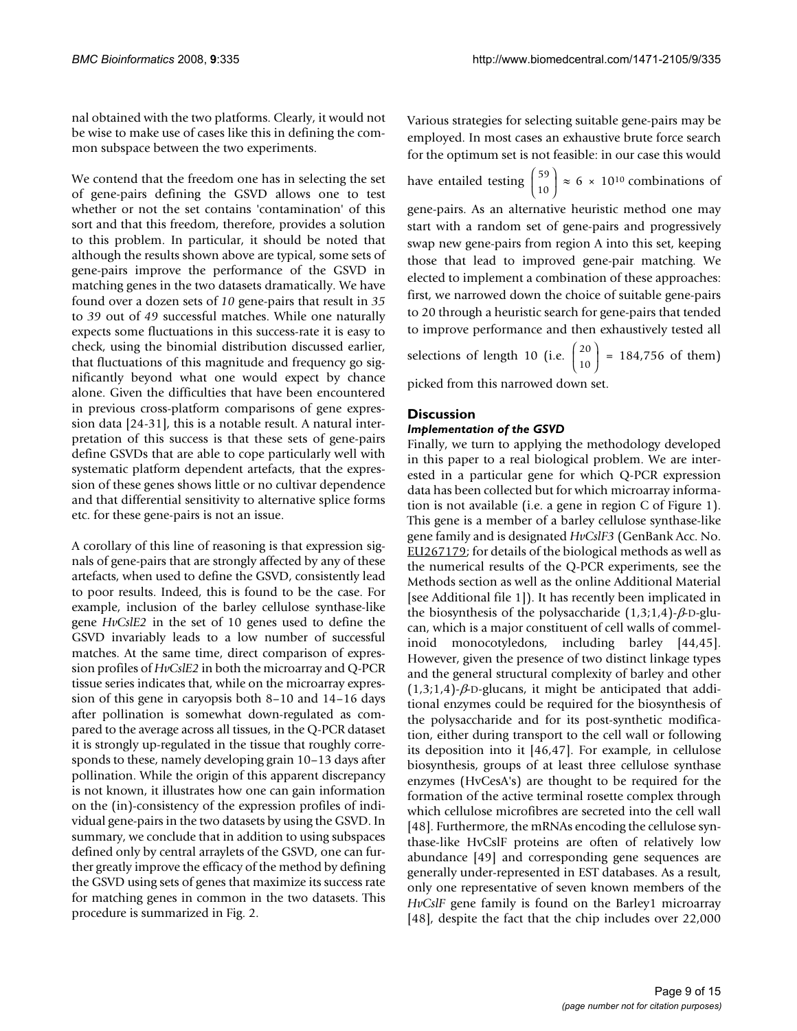nal obtained with the two platforms. Clearly, it would not be wise to make use of cases like this in defining the common subspace between the two experiments.

We contend that the freedom one has in selecting the set of gene-pairs defining the GSVD allows one to test whether or not the set contains 'contamination' of this sort and that this freedom, therefore, provides a solution to this problem. In particular, it should be noted that although the results shown above are typical, some sets of gene-pairs improve the performance of the GSVD in matching genes in the two datasets dramatically. We have found over a dozen sets of *10* gene-pairs that result in *35* to *39* out of *49* successful matches. While one naturally expects some fluctuations in this success-rate it is easy to check, using the binomial distribution discussed earlier, that fluctuations of this magnitude and frequency go significantly beyond what one would expect by chance alone. Given the difficulties that have been encountered in previous cross-platform comparisons of gene expression data [24-31], this is a notable result. A natural interpretation of this success is that these sets of gene-pairs define GSVDs that are able to cope particularly well with systematic platform dependent artefacts, that the expression of these genes shows little or no cultivar dependence and that differential sensitivity to alternative splice forms etc. for these gene-pairs is not an issue.

A corollary of this line of reasoning is that expression signals of gene-pairs that are strongly affected by any of these artefacts, when used to define the GSVD, consistently lead to poor results. Indeed, this is found to be the case. For example, inclusion of the barley cellulose synthase-like gene *HvCslE2* in the set of 10 genes used to define the GSVD invariably leads to a low number of successful matches. At the same time, direct comparison of expression profiles of *HvCslE2* in both the microarray and Q-PCR tissue series indicates that, while on the microarray expression of this gene in caryopsis both 8–10 and 14–16 days after pollination is somewhat down-regulated as compared to the average across all tissues, in the Q-PCR dataset it is strongly up-regulated in the tissue that roughly corresponds to these, namely developing grain 10–13 days after pollination. While the origin of this apparent discrepancy is not known, it illustrates how one can gain information on the (in)-consistency of the expression profiles of individual gene-pairs in the two datasets by using the GSVD. In summary, we conclude that in addition to using subspaces defined only by central arraylets of the GSVD, one can further greatly improve the efficacy of the method by defining the GSVD using sets of genes that maximize its success rate for matching genes in common in the two datasets. This procedure is summarized in Fig. 2.

Various strategies for selecting suitable gene-pairs may be employed. In most cases an exhaustive brute force search for the optimum set is not feasible: in our case this would have entailed testing $\binom{59}{10} \approx 6 \times 10^{10}$ combinations of gene-pairs. As an alternative heuristic method one may start with a random set of gene-pairs and progressively swap new gene-pairs from region A into this set, keeping those that lead to improved gene-pair matching. We elected to implement a combination of these approaches: first, we narrowed down the choice of suitable gene-pairs to 20 through a heuristic search for gene-pairs that tended to improve performance and then exhaustively tested all selections of length 10 (i.e. $\binom{20}{10} = 184{,}756$ of them) picked from this narrowed down set.

## Discussion

### Implementation of the GSVD

Finally, we turn to applying the methodology developed in this paper to a real biological problem. We are interested in a particular gene for which Q-PCR expression data has been collected but for which microarray information is not available (i.e. a gene in region C of Figure 1). This gene is a member of a barley cellulose synthase-like gene family and is designated *HvCslF3* (GenBank Acc. No. EU267179; for details of the biological methods as well as the numerical results of the Q-PCR experiments, see the Methods section as well as the online Additional Material [see Additional file 1]). It has recently been implicated in the biosynthesis of the polysaccharide (1,3;1,4)-$\beta$-D-glucan, which is a major constituent of cell walls of commelinoid monocotyledons, including barley [44,45]. However, given the presence of two distinct linkage types and the general structural complexity of barley and other (1,3;1,4)-$\beta$-D-glucans, it might be anticipated that additional enzymes could be required for the biosynthesis of the polysaccharide and for its post-synthetic modification, either during transport to the cell wall or following its deposition into it [46,47]. For example, in cellulose biosynthesis, groups of at least three cellulose synthase enzymes (HvCesA's) are thought to be required for the formation of the active terminal rosette complex through which cellulose microfibres are secreted into the cell wall [48]. Furthermore, the mRNAs encoding the cellulose synthase-like HvCslF proteins are often of relatively low abundance [49] and corresponding gene sequences are generally under-represented in EST databases. As a result, only one representative of seven known members of the *HvCslF* gene family is found on the Barley1 microarray [48], despite the fact that the chip includes over 22,000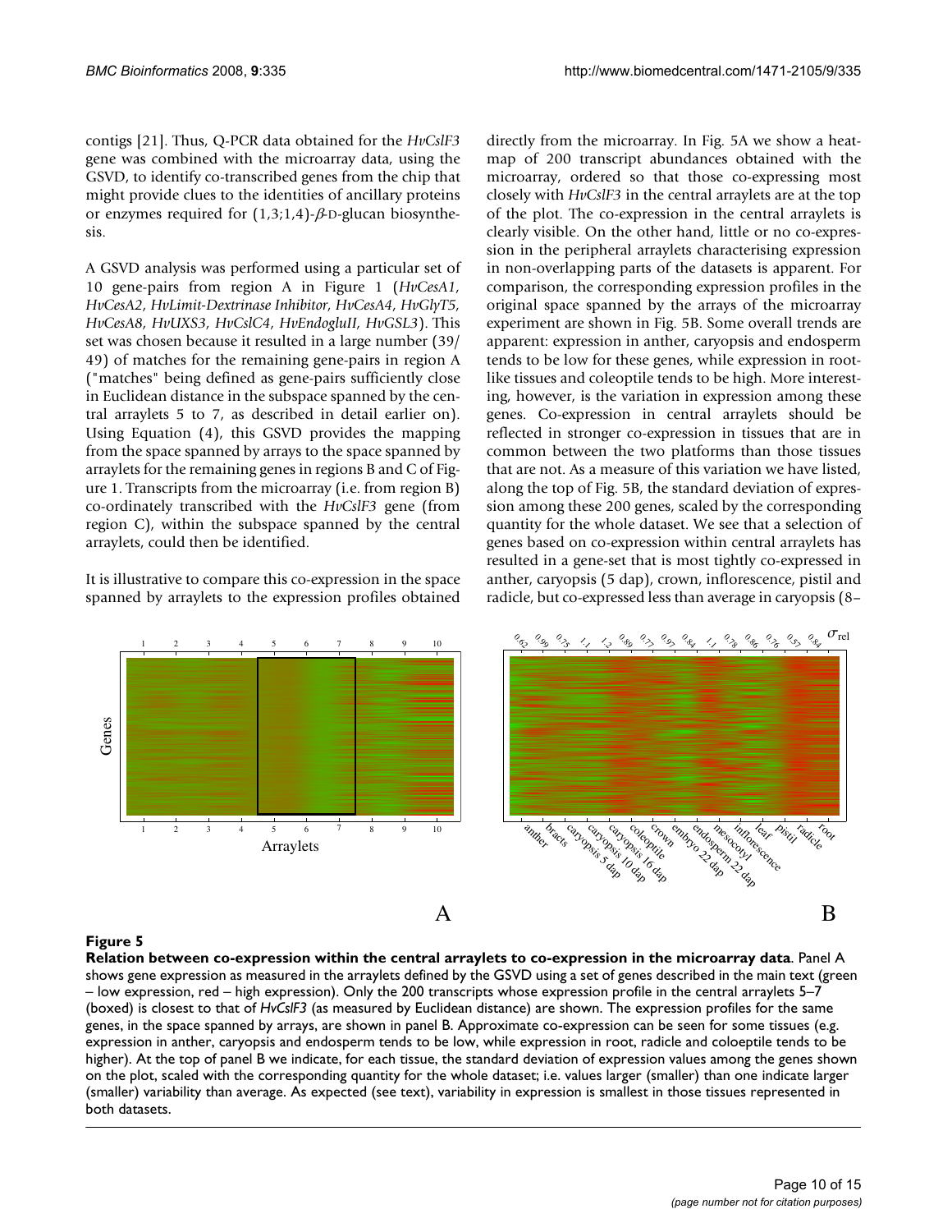contigs [21]. Thus, Q-PCR data obtained for the *HvCslF3* gene was combined with the microarray data, using the GSVD, to identify co-transcribed genes from the chip that might provide clues to the identities of ancillary proteins or enzymes required for (1,3;1,4)-$\beta$-D-glucan biosynthesis.

A GSVD analysis was performed using a particular set of 10 gene-pairs from region A in Figure 1 (*HvCesA1, HvCesA2, HvLimit-Dextrinase Inhibitor, HvCesA4, HvGlyT5, HvCesA8, HvUXS3, HvCslC4, HvEndogluII, HvGSL3*). This set was chosen because it resulted in a large number (39/49) of matches for the remaining gene-pairs in region A ("matches" being defined as gene-pairs sufficiently close in Euclidean distance in the subspace spanned by the central arraylets 5 to 7, as described in detail earlier on). Using Equation (4), this GSVD provides the mapping from the space spanned by arrays to the space spanned by arraylets for the remaining genes in regions B and C of Figure 1. Transcripts from the microarray (i.e. from region B) co-ordinately transcribed with the *HvCslF3* gene (from region C), within the subspace spanned by the central arraylets, could then be identified.

It is illustrative to compare this co-expression in the space spanned by arraylets to the expression profiles obtained directly from the microarray. In Fig. 5A we show a heatmap of 200 transcript abundances obtained with the microarray, ordered so that those co-expressing most closely with *HvCslF3* in the central arraylets are at the top of the plot. The co-expression in the central arraylets is clearly visible. On the other hand, little or no co-expression in the peripheral arraylets characterising expression in non-overlapping parts of the datasets is apparent. For comparison, the corresponding expression profiles in the original space spanned by the arrays of the microarray experiment are shown in Fig. 5B. Some overall trends are apparent: expression in anther, caryopsis and endosperm tends to be low for these genes, while expression in root-like tissues and coleoptile tends to be high. More interesting, however, is the variation in expression among these genes. Co-expression in central arraylets should be reflected in stronger co-expression in tissues that are in common between the two platforms than those tissues that are not. As a measure of this variation we have listed, along the top of Fig. 5B, the standard deviation of expression among these 200 genes, scaled by the corresponding quantity for the whole dataset. We see that a selection of genes based on co-expression within central arraylets has resulted in a gene-set that is most tightly co-expressed in anther, caryopsis (5 dap), crown, inflorescence, pistil and radicle, but co-expressed less than average in caryopsis (8–

**Figure 5**

**Relation between co-expression within the central arraylets to co-expression in the microarray data**. Panel A shows gene expression as measured in the arraylets defined by the GSVD using a set of genes described in the main text (green – low expression, red – high expression). Only the 200 transcripts whose expression profile in the central arraylets 5–7 (boxed) is closest to that of *HvCslF3* (as measured by Euclidean distance) are shown. The expression profiles for the same genes, in the space spanned by arrays, are shown in panel B. Approximate co-expression can be seen for some tissues (e.g. expression in anther, caryopsis and endosperm tends to be low, while expression in root, radicle and coleoptile tends to be higher). At the top of panel B we indicate, for each tissue, the standard deviation of expression values among the genes shown on the plot, scaled with the corresponding quantity for the whole dataset; i.e. values larger (smaller) than one indicate larger (smaller) variability than average. As expected (see text), variability in expression is smallest in those tissues represented in both datasets.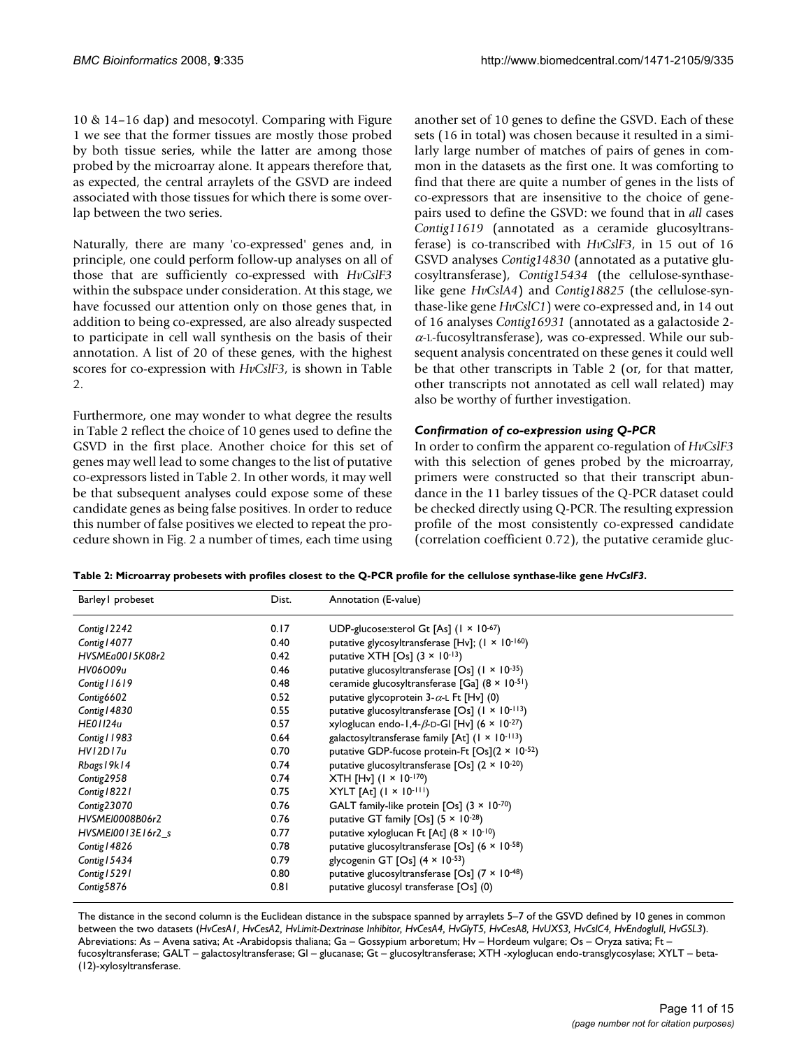10 & 14–16 dap) and mesocotyl. Comparing with Figure 1 we see that the former tissues are mostly those probed by both tissue series, while the latter are among those probed by the microarray alone. It appears therefore that, as expected, the central arraylets of the GSVD are indeed associated with those tissues for which there is some overlap between the two series.

Naturally, there are many 'co-expressed' genes and, in principle, one could perform follow-up analyses on all of those that are sufficiently co-expressed with *HvCslF3* within the subspace under consideration. At this stage, we have focussed our attention only on those genes that, in addition to being co-expressed, are also already suspected to participate in cell wall synthesis on the basis of their annotation. A list of 20 of these genes, with the highest scores for co-expression with *HvCslF3*, is shown in Table 2.

Furthermore, one may wonder to what degree the results in Table 2 reflect the choice of 10 genes used to define the GSVD in the first place. Another choice for this set of genes may well lead to some changes to the list of putative co-expressors listed in Table 2. In other words, it may well be that subsequent analyses could expose some of these candidate genes as being false positives. In order to reduce this number of false positives we elected to repeat the procedure shown in Fig. 2 a number of times, each time using another set of 10 genes to define the GSVD. Each of these sets (16 in total) was chosen because it resulted in a similarly large number of matches of pairs of genes in common in the datasets as the first one. It was comforting to find that there are quite a number of genes in the lists of co-expressors that are insensitive to the choice of gene-pairs used to define the GSVD: we found that in *all* cases *Contig11619* (annotated as a ceramide glucosyltransferase) is co-transcribed with *HvCslF3*, in 15 out of 16 GSVD analyses *Contig14830* (annotated as a putative glucosyltransferase), *Contig15434* (the cellulose-synthase-like gene *HvCslA4*) and *Contig18825* (the cellulose-synthase-like gene *HvCslC1*) were co-expressed and, in 14 out of 16 analyses *Contig16931* (annotated as a galactoside 2-$\alpha$-L-fucosyltransferase), was co-expressed. While our subsequent analysis concentrated on these genes it could well be that other transcripts in Table 2 (or, for that matter, other transcripts not annotated as cell wall related) may also be worthy of further investigation.

### *Confirmation of co-expression using Q-PCR*

In order to confirm the apparent co-regulation of *HvCslF3* with this selection of genes probed by the microarray, primers were constructed so that their transcript abundance in the 11 barley tissues of the Q-PCR dataset could be checked directly using Q-PCR. The resulting expression profile of the most consistently co-expressed candidate (correlation coefficient 0.72), the putative ceramide gluc-

**Table 2: Microarray probesets with profiles closest to the Q-PCR profile for the cellulose synthase-like gene *HvCslF3*.**

| Barley1 probeset | Dist. | Annotation (E-value) |
|---|---|---|
| *Contig12242* | 0.17 | UDP-glucose:sterol Gt [As] ($1 \times 10^{-67}$) |
| *Contig14077* | 0.40 | putative glycosyltransferase [Hv]; ($1 \times 10^{-160}$) |
| *HVSMEa0015K08r2* | 0.42 | putative XTH [Os] ($3 \times 10^{-13}$) |
| *HV06O09u* | 0.46 | putative glucosyltransferase [Os] ($1 \times 10^{-35}$) |
| *Contig11619* | 0.48 | ceramide glucosyltransferase [Ga] ($8 \times 10^{-51}$) |
| *Contig6602* | 0.52 | putative glycoprotein 3-$\alpha$-L Ft [Hv] (0) |
| *Contig14830* | 0.55 | putative glucosyltransferase [Os] ($1 \times 10^{-113}$) |
| *HE01I24u* | 0.57 | xyloglucan endo-1,4-$\beta$-D-Gl [Hv] ($6 \times 10^{-27}$) |
| *Contig11983* | 0.64 | galactosyltransferase family [At] ($1 \times 10^{-113}$) |
| *HV12D17u* | 0.70 | putative GDP-fucose protein-Ft [Os]($2 \times 10^{-52}$) |
| *Rbags19k14* | 0.74 | putative glucosyltransferase [Os] ($2 \times 10^{-20}$) |
| *Contig2958* | 0.74 | XTH [Hv] ($1 \times 10^{-170}$) |
| *Contig18221* | 0.75 | XYLT [At] ($1 \times 10^{-111}$) |
| *Contig23070* | 0.76 | GALT family-like protein [Os] ($3 \times 10^{-70}$) |
| *HVSMEI0008B06r2* | 0.76 | putative GT family [Os] ($5 \times 10^{-28}$) |
| *HVSMEI0013E16r2_s* | 0.77 | putative xyloglucan Ft [At] ($8 \times 10^{-10}$) |
| *Contig14826* | 0.78 | putative glucosyltransferase [Os] ($6 \times 10^{-58}$) |
| *Contig15434* | 0.79 | glycogenin GT [Os] ($4 \times 10^{-53}$) |
| *Contig15291* | 0.80 | putative glucosyltransferase [Os] ($7 \times 10^{-48}$) |
| *Contig5876* | 0.81 | putative glucosyl transferase [Os] (0) |

The distance in the second column is the Euclidean distance in the subspace spanned by arraylets 5–7 of the GSVD defined by 10 genes in common between the two datasets (*HvCesA1*, *HvCesA2*, *HvLimit-Dextrinase Inhibitor*, *HvCesA4*, *HvGlyT5*, *HvCesA8*, *HvUXS3*, *HvCslC4*, *HvEndoglucII*, *HvGSL3*). Abbreviations: As – Avena sativa; At -Arabidopsis thaliana; Ga – Gossypium arboretum; Hv – Hordeum vulgare; Os – Oryza sativa; Ft – fucosyltransferase; GALT – galactosyltransferase; Gl – glucanase; Gt – glucosyltransferase; XTH -xyloglucan endo-transglycosylase; XYLT – beta-(12)-xylosyltransferase.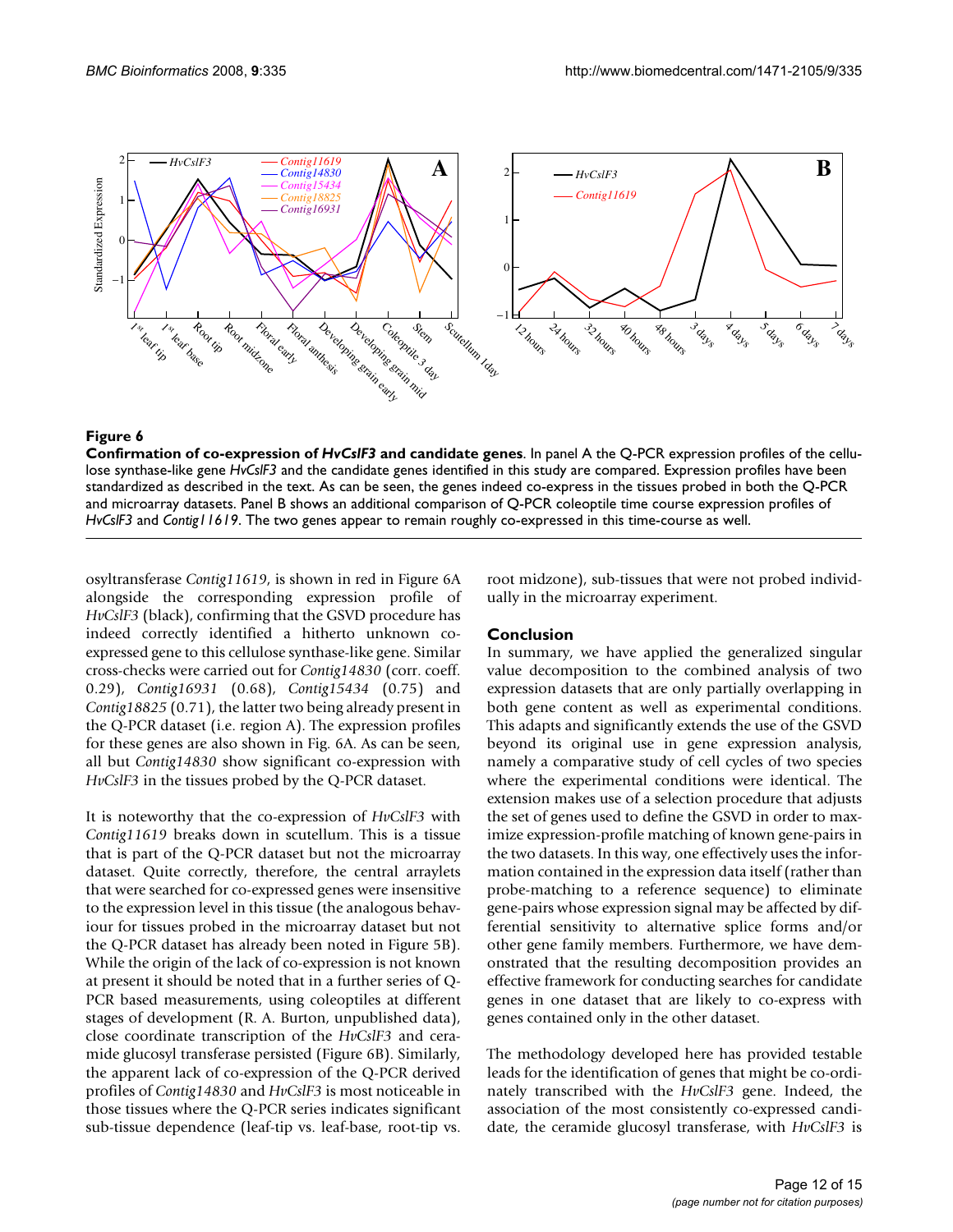Panel A

Standardized Expression

2, 1, 0, −1

*HvCslF3*

*Contig11619*

*Contig14830*

*Contig15434*

*Contig18825*

*Contig16931*

1st leaf tip, 1st leaf base, Root tip, Root midzone, Floral early, Floral anthesis, Developing grain early, Developing grain mid, Coleoptile 3 day, Stem, Scutellum 1day

Panel B

2, 1, 0, −1

*HvCslF3*

*Contig11619*

12 hours, 24 hours, 32 hours, 40 hours, 48 hours, 3 days, 4 days, 5 days, 6 days, 7 days

**Figure 6**

**Confirmation of co-expression of *HvCslF3* and candidate genes**. In panel A the Q-PCR expression profiles of the cellulose synthase-like gene *HvCslF3* and the candidate genes identified in this study are compared. Expression profiles have been standardized as described in the text. As can be seen, the genes indeed co-express in the tissues probed in both the Q-PCR and microarray datasets. Panel B shows an additional comparison of Q-PCR coleoptile time course expression profiles of *HvCslF3* and *Contig11619*. The two genes appear to remain roughly co-expressed in this time-course as well.

osyltransferase *Contig11619*, is shown in red in Figure 6A alongside the corresponding expression profile of *HvCslF3* (black), confirming that the GSVD procedure has indeed correctly identified a hitherto unknown co-expressed gene to this cellulose synthase-like gene. Similar cross-checks were carried out for *Contig14830* (corr. coeff. 0.29), *Contig16931* (0.68), *Contig15434* (0.75) and *Contig18825* (0.71), the latter two being already present in the Q-PCR dataset (i.e. region A). The expression profiles for these genes are also shown in Fig. 6A. As can be seen, all but *Contig14830* show significant co-expression with *HvCslF3* in the tissues probed by the Q-PCR dataset.

It is noteworthy that the co-expression of *HvCslF3* with *Contig11619* breaks down in scutellum. This is a tissue that is part of the Q-PCR dataset but not the microarray dataset. Quite correctly, therefore, the central arraylets that were searched for co-expressed genes were insensitive to the expression level in this tissue (the analogous behaviour for tissues probed in the microarray dataset but not the Q-PCR dataset has already been noted in Figure 5B). While the origin of the lack of co-expression is not known at present it should be noted that in a further series of Q-PCR based measurements, using coleoptiles at different stages of development (R. A. Burton, unpublished data), close coordinate transcription of the *HvCslF3* and ceramide glucosyl transferase persisted (Figure 6B). Similarly, the apparent lack of co-expression of the Q-PCR derived profiles of *Contig14830* and *HvCslF3* is most noticeable in those tissues where the Q-PCR series indicates significant sub-tissue dependence (leaf-tip vs. leaf-base, root-tip vs. root midzone), sub-tissues that were not probed individually in the microarray experiment.

## Conclusion

In summary, we have applied the generalized singular value decomposition to the combined analysis of two expression datasets that are only partially overlapping in both gene content as well as experimental conditions. This adapts and significantly extends the use of the GSVD beyond its original use in gene expression analysis, namely a comparative study of cell cycles of two species where the experimental conditions were identical. The extension makes use of a selection procedure that adjusts the set of genes used to define the GSVD in order to maximize expression-profile matching of known gene-pairs in the two datasets. In this way, one effectively uses the information contained in the expression data itself (rather than probe-matching to a reference sequence) to eliminate gene-pairs whose expression signal may be affected by differential sensitivity to alternative splice forms and/or other gene family members. Furthermore, we have demonstrated that the resulting decomposition provides an effective framework for conducting searches for candidate genes in one dataset that are likely to co-express with genes contained only in the other dataset.

The methodology developed here has provided testable leads for the identification of genes that might be co-ordinately transcribed with the *HvCslF3* gene. Indeed, the association of the most consistently co-expressed candidate, the ceramide glucosyl transferase, with *HvCslF3* is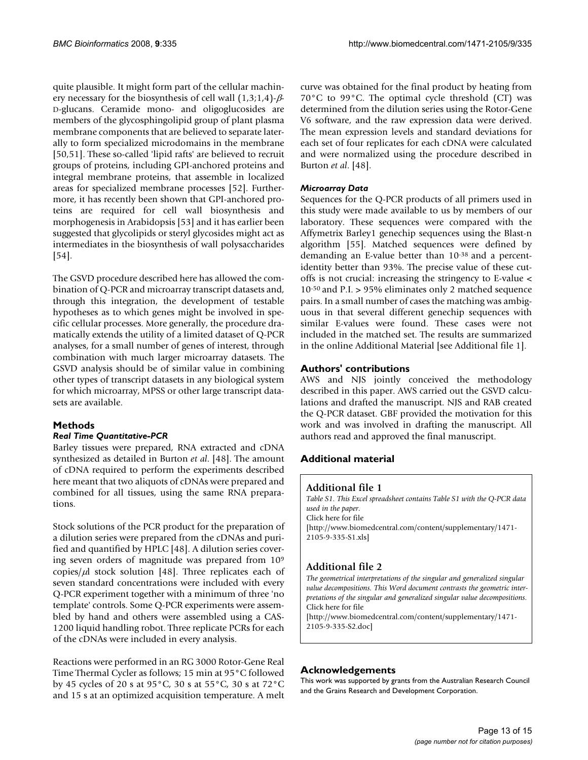quite plausible. It might form part of the cellular machinery necessary for the biosynthesis of cell wall (1,3;1,4)-$\beta$-D-glucans. Ceramide mono- and oligoglucosides are members of the glycosphingolipid group of plant plasma membrane components that are believed to separate laterally to form specialized microdomains in the membrane [50,51]. These so-called 'lipid rafts' are believed to recruit groups of proteins, including GPI-anchored proteins and integral membrane proteins, that assemble in localized areas for specialized membrane processes [52]. Furthermore, it has recently been shown that GPI-anchored proteins are required for cell wall biosynthesis and morphogenesis in Arabidopsis [53] and it has earlier been suggested that glycolipids or steryl glycosides might act as intermediates in the biosynthesis of wall polysaccharides [54].

The GSVD procedure described here has allowed the combination of Q-PCR and microarray transcript datasets and, through this integration, the development of testable hypotheses as to which genes might be involved in specific cellular processes. More generally, the procedure dramatically extends the utility of a limited dataset of Q-PCR analyses, for a small number of genes of interest, through combination with much larger microarray datasets. The GSVD analysis should be of similar value in combining other types of transcript datasets in any biological system for which microarray, MPSS or other large transcript datasets are available.

## Methods

### *Real Time Quantitative-PCR*

Barley tissues were prepared, RNA extracted and cDNA synthesized as detailed in Burton *et al*. [48]. The amount of cDNA required to perform the experiments described here meant that two aliquots of cDNAs were prepared and combined for all tissues, using the same RNA preparations.

Stock solutions of the PCR product for the preparation of a dilution series were prepared from the cDNAs and purified and quantified by HPLC [48]. A dilution series covering seven orders of magnitude was prepared from $10^9$ copies/$\mu$l stock solution [48]. Three replicates each of seven standard concentrations were included with every Q-PCR experiment together with a minimum of three 'no template' controls. Some Q-PCR experiments were assembled by hand and others were assembled using a CAS-1200 liquid handling robot. Three replicate PCRs for each of the cDNAs were included in every analysis.

Reactions were performed in an RG 3000 Rotor-Gene Real Time Thermal Cycler as follows; 15 min at 95°C followed by 45 cycles of 20 s at 95°C, 30 s at 55°C, 30 s at 72°C and 15 s at an optimized acquisition temperature. A melt curve was obtained for the final product by heating from 70°C to 99°C. The optimal cycle threshold (CT) was determined from the dilution series using the Rotor-Gene V6 software, and the raw expression data were derived. The mean expression levels and standard deviations for each set of four replicates for each cDNA were calculated and were normalized using the procedure described in Burton *et al*. [48].

### *Microarray Data*

Sequences for the Q-PCR products of all primers used in this study were made available to us by members of our laboratory. These sequences were compared with the Affymetrix Barley1 genechip sequences using the Blast-n algorithm [55]. Matched sequences were defined by demanding an E-value better than $10^{-38}$ and a percent-identity better than 93%. The precise value of these cutoffs is not crucial: increasing the stringency to E-value < $10^{-50}$ and P.I. > 95% eliminates only 2 matched sequence pairs. In a small number of cases the matching was ambiguous in that several different genechip sequences with similar E-values were found. These cases were not included in the matched set. The results are summarized in the online Additional Material [see Additional file 1].

## Authors' contributions

AWS and NJS jointly conceived the methodology described in this paper. AWS carried out the GSVD calculations and drafted the manuscript. NJS and RAB created the Q-PCR dataset. GBF provided the motivation for this work and was involved in drafting the manuscript. All authors read and approved the final manuscript.

## Additional material

### Additional file 1

*Table S1. This Excel spreadsheet contains Table S1 with the Q-PCR data used in the paper.*
Click here for file
[http://www.biomedcentral.com/content/supplementary/1471-2105-9-335-S1.xls]

### Additional file 2

*The geometrical interpretations of the singular and generalized singular value decompositions. This Word document contrasts the geometric interpretations of the singular and generalized singular value decompositions.*
Click here for file
[http://www.biomedcentral.com/content/supplementary/1471-2105-9-335-S2.doc]

## Acknowledgements

This work was supported by grants from the Australian Research Council and the Grains Research and Development Corporation.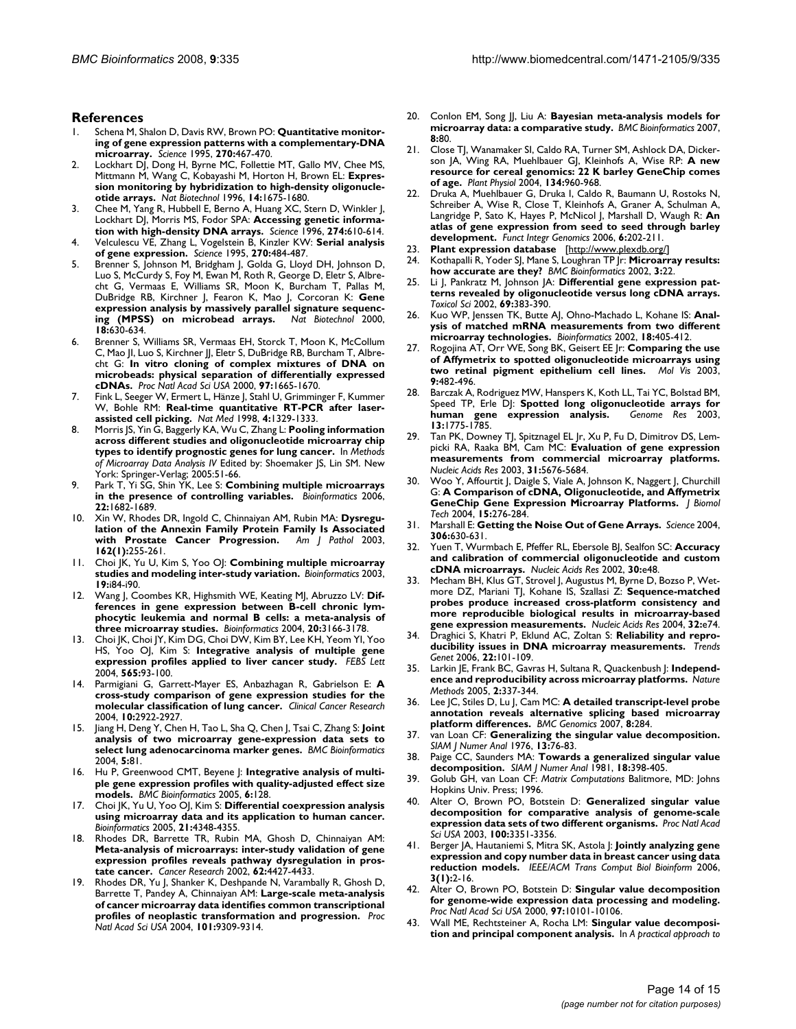## References

1. Schena M, Shalon D, Davis RW, Brown PO: **Quantitative monitoring of gene expression patterns with a complementary-DNA microarray.** *Science* 1995, **270:**467-470.
2. Lockhart DJ, Dong H, Byrne MC, Follettie MT, Gallo MV, Chee MS, Mittmann M, Wang C, Kobayashi M, Horton H, Brown EL: **Expression monitoring by hybridization to high-density oligonucleotide arrays.** *Nat Biotechnol* 1996, **14:**1675-1680.
3. Chee M, Yang R, Hubbell E, Berno A, Huang XC, Stern D, Winkler J, Lockhart DJ, Morris MS, Fodor SPA: **Accessing genetic information with high-density DNA arrays.** *Science* 1996, **274:**610-614.
4. Velculescu VE, Zhang L, Vogelstein B, Kinzler KW: **Serial analysis of gene expression.** *Science* 1995, **270:**484-487.
5. Brenner S, Johnson M, Bridgham J, Golda G, Lloyd DH, Johnson D, Luo S, McCurdy S, Foy M, Ewan M, Roth R, George D, Eletr S, Albrecht G, Vermaas E, Williams SR, Moon K, Burcham T, Pallas M, DuBridge RB, Kirchner J, Fearon K, Mao J, Corcoran K: **Gene expression analysis by massively parallel signature sequencing (MPSS) on microbead arrays.** *Nat Biotechnol* 2000, **18:**630-634.
6. Brenner S, Williams SR, Vermaas EH, Storck T, Moon K, McCollum C, Mao JI, Luo S, Kirchner JJ, Eletr S, DuBridge RB, Burcham T, Albrecht G: **In vitro cloning of complex mixtures of DNA on microbeads: physical separation of differentially expressed cDNAs.** *Proc Natl Acad Sci USA* 2000, **97:**1665-1670.
7. Fink L, Seeger W, Ermert L, Hänze J, Stahl U, Grimminger F, Kummer W, Bohle RM: **Real-time quantitative RT-PCR after laser-assisted cell picking.** *Nat Med* 1998, **4:**1329-1333.
8. Morris JS, Yin G, Baggerly KA, Wu C, Zhang L: **Pooling information across different studies and oligonucleotide microarray chip types to identify prognostic genes for lung cancer.** In *Methods of Microarray Data Analysis IV* Edited by: Shoemaker JS, Lin SM. New York: Springer-Verlag; 2005:51-66.
9. Park T, Yi SG, Shin YK, Lee S: **Combining multiple microarrays in the presence of controlling variables.** *Bioinformatics* 2006, **22:**1682-1689.
10. Xin W, Rhodes DR, Ingold C, Chinnaiyan AM, Rubin MA: **Dysregulation of the Annexin Family Protein Family Is Associated with Prostate Cancer Progression.** *Am J Pathol* 2003, **162(1):**255-261.
11. Choi JK, Yu U, Kim S, Yoo OJ: **Combining multiple microarray studies and modeling inter-study variation.** *Bioinformatics* 2003, **19:**i84-i90.
12. Wang J, Coombes KR, Highsmith WE, Keating MJ, Abruzzo LV: **Differences in gene expression between B-cell chronic lymphocytic leukemia and normal B cells: a meta-analysis of three microarray studies.** *Bioinformatics* 2004, **20:**3166-3178.
13. Choi JK, Choi JY, Kim DG, Choi DW, Kim BY, Lee KH, Yeom YI, Yoo HS, Yoo OJ, Kim S: **Integrative analysis of multiple gene expression profiles applied to liver cancer study.** *FEBS Lett* 2004, **565:**93-100.
14. Parmigiani G, Garrett-Mayer ES, Anbazhagan R, Gabrielson E: **A cross-study comparison of gene expression studies for the molecular classification of lung cancer.** *Clinical Cancer Research* 2004, **10:**2922-2927.
15. Jiang H, Deng Y, Chen H, Tao L, Sha Q, Chen J, Tsai C, Zhang S: **Joint analysis of two microarray gene-expression data sets to select lung adenocarcinoma marker genes.** *BMC Bioinformatics* 2004, **5:**81.
16. Hu P, Greenwood CMT, Beyene J: **Integrative analysis of multiple gene expression profiles with quality-adjusted effect size models.** *BMC Bioinformatics* 2005, **6:**128.
17. Choi JK, Yu U, Yoo OJ, Kim S: **Differential coexpression analysis using microarray data and its application to human cancer.** *Bioinformatics* 2005, **21:**4348-4355.
18. Rhodes DR, Barrette TR, Rubin MA, Ghosh D, Chinnaiyan AM: **Meta-analysis of microarrays: inter-study validation of gene expression profiles reveals pathway dysregulation in prostate cancer.** *Cancer Research* 2002, **62:**4427-4433.
19. Rhodes DR, Yu J, Shanker K, Deshpande N, Varambally R, Ghosh D, Barrette T, Pandey A, Chinnaiyan AM: **Large-scale meta-analysis of cancer microarray data identifies common transcriptional profiles of neoplastic transformation and progression.** *Proc Natl Acad Sci USA* 2004, **101:**9309-9314.
20. Conlon EM, Song JJ, Liu A: **Bayesian meta-analysis models for microarray data: a comparative study.** *BMC Bioinformatics* 2007, **8:**80.
21. Close TJ, Wanamaker SI, Caldo RA, Turner SM, Ashlock DA, Dickerson JA, Wing RA, Muehlbauer GJ, Kleinhofs A, Wise RP: **A new resource for cereal genomics: 22 K barley GeneChip comes of age.** *Plant Physiol* 2004, **134:**960-968.
22. Druka A, Muehlbauer G, Druka I, Caldo R, Baumann U, Rostoks N, Schreiber A, Wise R, Close T, Kleinhofs A, Graner A, Schulman A, Langridge P, Sato K, Hayes P, McNicol J, Marshall D, Waugh R: **An atlas of gene expression from seed to seed through barley development.** *Funct Integr Genomics* 2006, **6:**202-211.
23. **Plant expression database** [http://www.plexdb.org/]
24. Kothapalli R, Yoder SJ, Mane S, Loughran TP Jr: **Microarray results: how accurate are they?** *BMC Bioinformatics* 2002, **3:**22.
25. Li J, Pankratz M, Johnson JA: **Differential gene expression patterns revealed by oligonucleotide versus long cDNA arrays.** *Toxicol Sci* 2002, **69:**383-390.
26. Kuo WP, Jenssen TK, Butte AJ, Ohno-Machado L, Kohane IS: **Analysis of matched mRNA measurements from two different microarray technologies.** *Bioinformatics* 2002, **18:**405-412.
27. Rogojina AT, Orr WE, Song BK, Geisert EE Jr: **Comparing the use of Affymetrix to spotted oligonucleotide microarrays using two retinal pigment epithelium cell lines.** *Mol Vis* 2003, **9:**482-496.
28. Barczak A, Rodriguez MW, Hanspers K, Koth LL, Tai YC, Bolstad BM, Speed TP, Erle DJ: **Spotted long oligonucleotide arrays for human gene expression analysis.** *Genome Res* 2003, **13:**1775-1785.
29. Tan PK, Downey TJ, Spitznagel EL Jr, Xu P, Fu D, Dimitrov DS, Lempicki RA, Raaka BM, Cam MC: **Evaluation of gene expression measurements from commercial microarray platforms.** *Nucleic Acids Res* 2003, **31:**5676-5684.
30. Woo Y, Affourtit J, Daigle S, Viale A, Johnson K, Naggert J, Churchill G: **A Comparison of cDNA, Oligonucleotide, and Affymetrix GeneChip Gene Expression Microarray Platforms.** *J Biomol Tech* 2004, **15:**276-284.
31. Marshall E: **Getting the Noise Out of Gene Arrays.** *Science* 2004, **306:**630-631.
32. Yuen T, Wurmbach E, Pfeffer RL, Ebersole BJ, Sealfon SC: **Accuracy and calibration of commercial oligonucleotide and custom cDNA microarrays.** *Nucleic Acids Res* 2002, **30:**e48.
33. Mecham BH, Klus GT, Strovel J, Augustus M, Byrne D, Bozso P, Wetmore DZ, Mariani TJ, Kohane IS, Szallasi Z: **Sequence-matched probes produce increased cross-platform consistency and more reproducible biological results in microarray-based gene expression measurements.** *Nucleic Acids Res* 2004, **32:**e74.
34. Draghici S, Khatri P, Eklund AC, Zoltan S: **Reliability and reproducibility issues in DNA microarray measurements.** *Trends Genet* 2006, **22:**101-109.
35. Larkin JE, Frank BC, Gavras H, Sultana R, Quackenbush J: **Independence and reproducibility across microarray platforms.** *Nature Methods* 2005, **2:**337-344.
36. Lee JC, Stiles D, Lu J, Cam MC: **A detailed transcript-level probe annotation reveals alternative splicing based microarray platform differences.** *BMC Genomics* 2007, **8:**284.
37. van Loan CF: **Generalizing the singular value decomposition.** *SIAM J Numer Anal* 1976, **13:**76-83.
38. Paige CC, Saunders MA: **Towards a generalized singular value decomposition.** *SIAM J Numer Anal* 1981, **18:**398-405.
39. Golub GH, van Loan CF: *Matrix Computations* Balitmore, MD: Johns Hopkins Univ. Press; 1996.
40. Alter O, Brown PO, Botstein D: **Generalized singular value decomposition for comparative analysis of genome-scale expression data sets of two different organisms.** *Proc Natl Acad Sci USA* 2003, **100:**3351-3356.
41. Berger JA, Hautaniemi S, Mitra SK, Astola J: **Jointly analyzing gene expression and copy number data in breast cancer using data reduction models.** *IEEE/ACM Trans Comput Biol Bioinform* 2006, **3(1):**2-16.
42. Alter O, Brown PO, Botstein D: **Singular value decomposition for genome-wide expression data processing and modeling.** *Proc Natl Acad Sci USA* 2000, **97:**10101-10106.
43. Wall ME, Rechtsteiner A, Rocha LM: **Singular value decomposition and principal component analysis.** In *A practical approach to*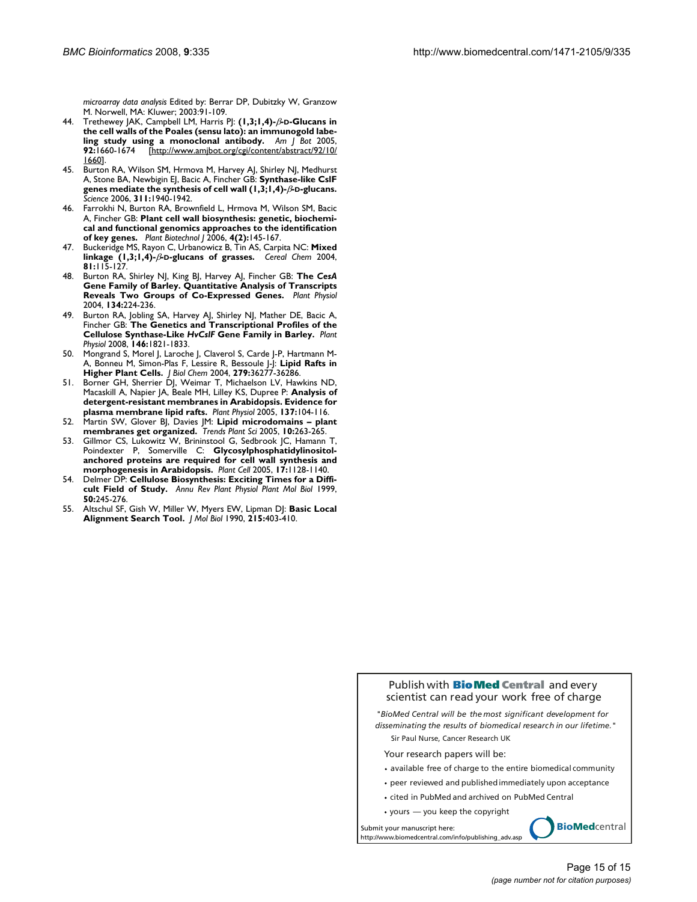*microarray data analysis* Edited by: Berrar DP, Dubitzky W, Granzow M. Norwell, MA: Kluwer; 2003:91-109.

44. Trethewey JAK, Campbell LM, Harris PJ: **(1,3;1,4)-β-D-Glucans in the cell walls of the Poales (sensu lato): an immunogold labeling study using a monoclonal antibody.** *Am J Bot* 2005, **92:**1660-1674 [http://www.amjbot.org/cgi/content/abstract/92/10/1660].
45. Burton RA, Wilson SM, Hrmova M, Harvey AJ, Shirley NJ, Medhurst A, Stone BA, Newbigin EJ, Bacic A, Fincher GB: **Synthase-like CslF genes mediate the synthesis of cell wall (1,3;1,4)-β-D-glucans.** *Science* 2006, **311:**1940-1942.
46. Farrokhi N, Burton RA, Brownfield L, Hrmova M, Wilson SM, Bacic A, Fincher GB: **Plant cell wall biosynthesis: genetic, biochemical and functional genomics approaches to the identification of key genes.** *Plant Biotechnol J* 2006, **4(2):**145-167.
47. Buckeridge MS, Rayon C, Urbanowicz B, Tin AS, Carpita NC: **Mixed linkage (1,3;1,4)-β-D-glucans of grasses.** *Cereal Chem* 2004, **81:**115-127.
48. Burton RA, Shirley NJ, King BJ, Harvey AJ, Fincher GB: **The *CesA* Gene Family of Barley. Quantitative Analysis of Transcripts Reveals Two Groups of Co-Expressed Genes.** *Plant Physiol* 2004, **134:**224-236.
49. Burton RA, Jobling SA, Harvey AJ, Shirley NJ, Mather DE, Bacic A, Fincher GB: **The Genetics and Transcriptional Profiles of the Cellulose Synthase-Like *HvCslF* Gene Family in Barley.** *Plant Physiol* 2008, **146:**1821-1833.
50. Mongrand S, Morel J, Laroche J, Claverol S, Carde J-P, Hartmann M-A, Bonneu M, Simon-Plas F, Lessire R, Bessoule J-J: **Lipid Rafts in Higher Plant Cells.** *J Biol Chem* 2004, **279:**36277-36286.
51. Borner GH, Sherrier DJ, Weimar T, Michaelson LV, Hawkins ND, Macaskill A, Napier JA, Beale MH, Lilley KS, Dupree P: **Analysis of detergent-resistant membranes in Arabidopsis. Evidence for plasma membrane lipid rafts.** *Plant Physiol* 2005, **137:**104-116.
52. Martin SW, Glover BJ, Davies JM: **Lipid microdomains – plant membranes get organized.** *Trends Plant Sci* 2005, **10:**263-265.
53. Gillmor CS, Lukowitz W, Brininstool G, Sedbrook JC, Hamann T, Poindexter P, Somerville C: **Glycosylphosphatidylinositol-anchored proteins are required for cell wall synthesis and morphogenesis in Arabidopsis.** *Plant Cell* 2005, **17:**1128-1140.
54. Delmer DP: **Cellulose Biosynthesis: Exciting Times for a Difficult Field of Study.** *Annu Rev Plant Physiol Plant Mol Biol* 1999, **50:**245-276.
55. Altschul SF, Gish W, Miller W, Myers EW, Lipman DJ: **Basic Local Alignment Search Tool.** *J Mol Biol* 1990, **215:**403-410.

Publish with **BioMed Central** and every scientist can read your work free of charge

"*BioMed Central will be the most significant development for disseminating the results of biomedical research in our lifetime.*"

Sir Paul Nurse, Cancer Research UK

Your research papers will be:

- available free of charge to the entire biomedical community
- peer reviewed and published immediately upon acceptance
- cited in PubMed and archived on PubMed Central
- yours — you keep the copyright

Submit your manuscript here:
http://www.biomedcentral.com/info/publishing_adv.asp

BioMedcentral